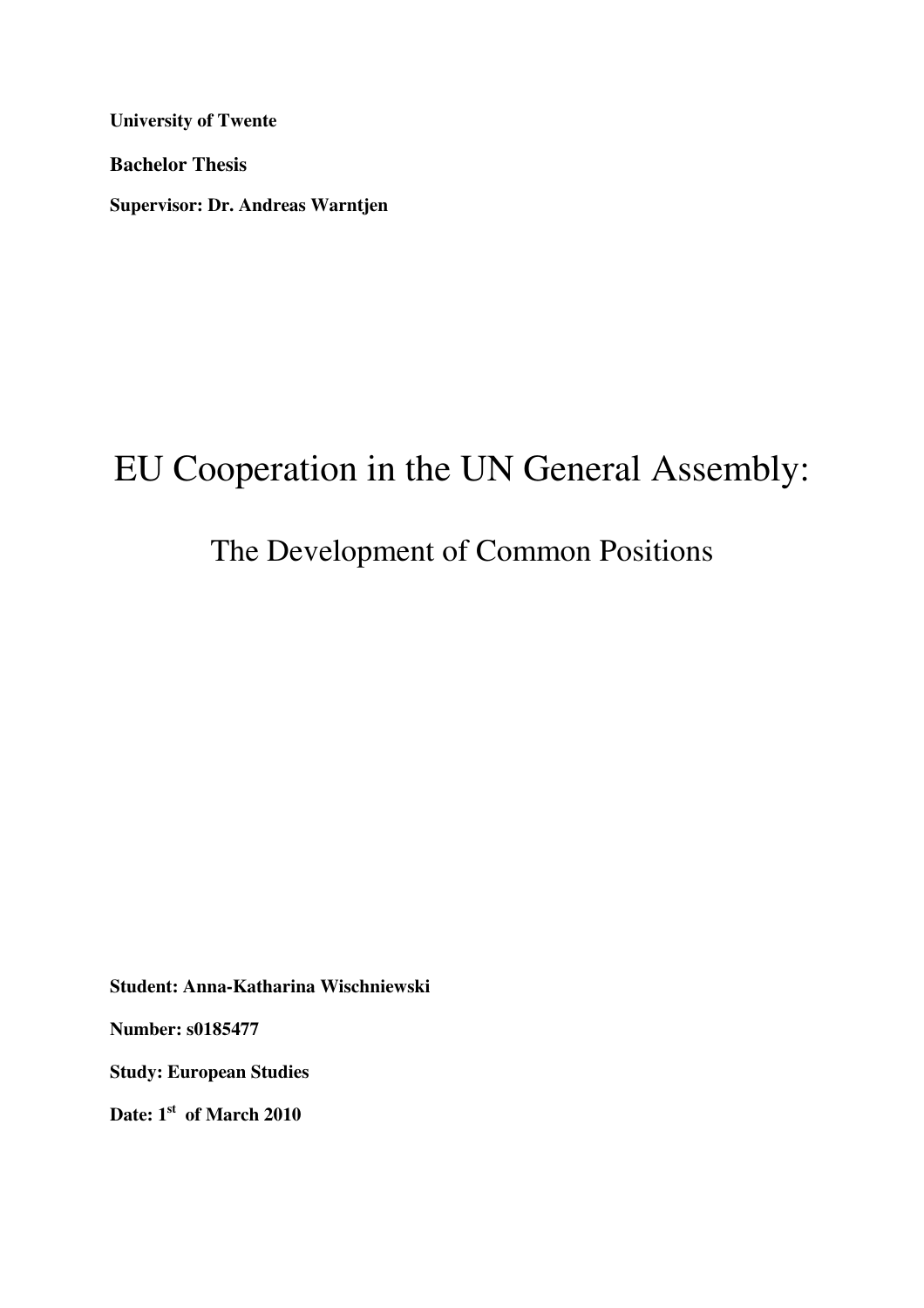**University of Twente**

**Bachelor Thesis**

**Supervisor: Dr. Andreas Warntjen**

# EU Cooperation in the UN General Assembly:

## The Development of Common Positions

**Student: Anna-Katharina Wischniewski**

**Number: s0185477**

**Study: European Studies**

**Date: 1st of March 2010**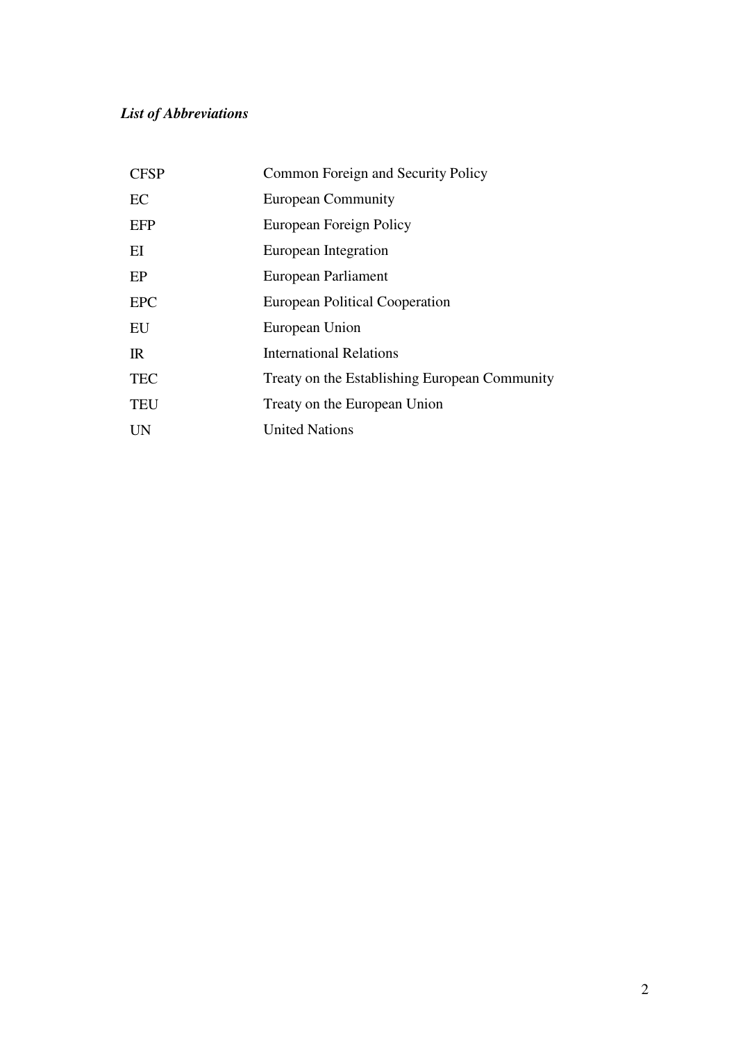*List of Abbreviations*

| | |
|---|---|
| CFSP | Common Foreign and Security Policy |
| EC | European Community |
| EFP | European Foreign Policy |
| EI | European Integration |
| EP | European Parliament |
| EPC | European Political Cooperation |
| EU | European Union |
| IR | International Relations |
| TEC | Treaty on the Establishing European Community |
| TEU | Treaty on the European Union |
| UN | United Nations |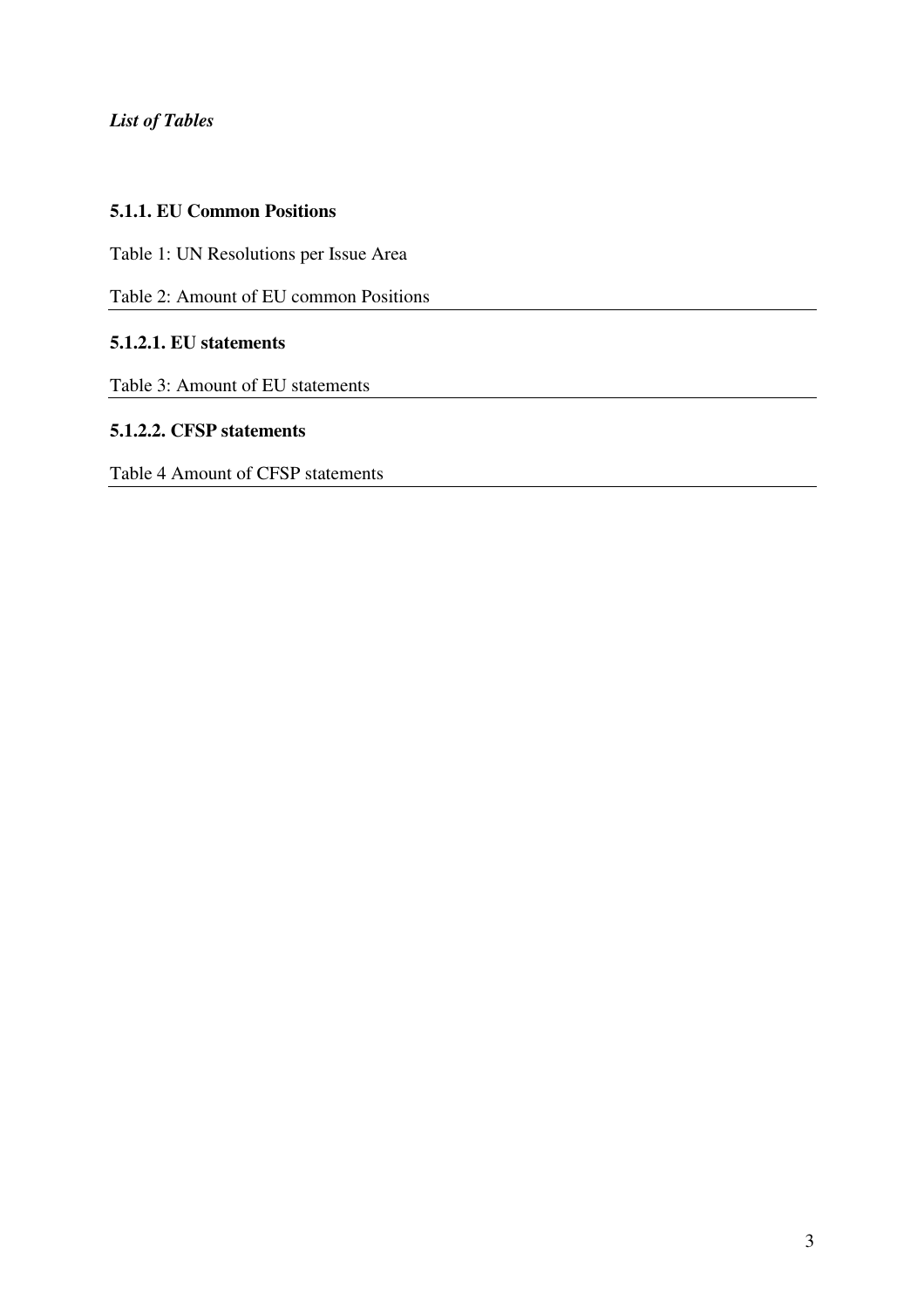*List of Tables*

**5.1.1. EU Common Positions**

Table 1: UN Resolutions per Issue Area

Table 2: Amount of EU common Positions

**5.1.2.1. EU statements**

Table 3: Amount of EU statements

**5.1.2.2. CFSP statements**

Table 4 Amount of CFSP statements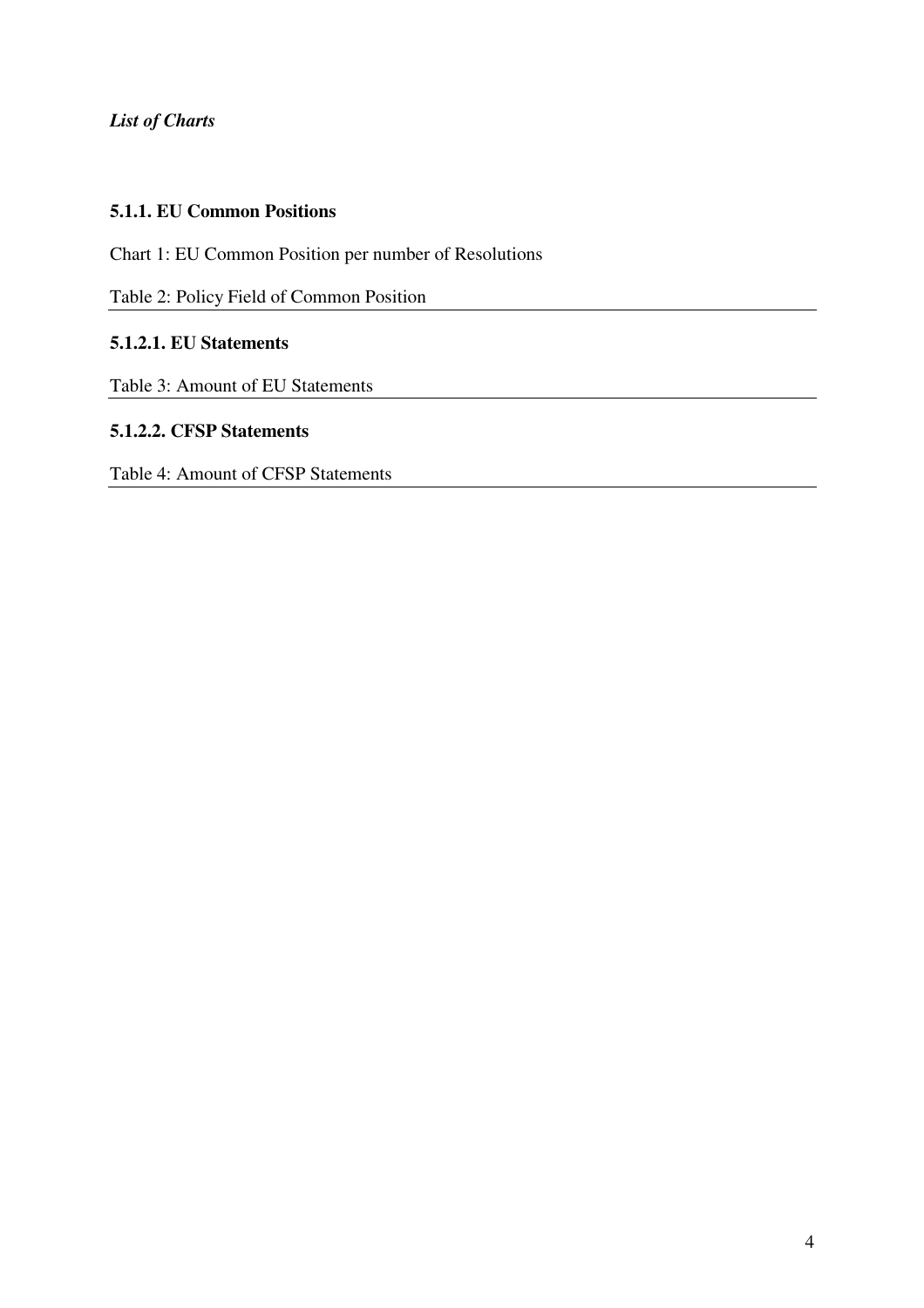*List of Charts*

**5.1.1. EU Common Positions**

Chart 1: EU Common Position per number of Resolutions

Table 2: Policy Field of Common Position

**5.1.2.1. EU Statements**

Table 3: Amount of EU Statements

**5.1.2.2. CFSP Statements**

Table 4: Amount of CFSP Statements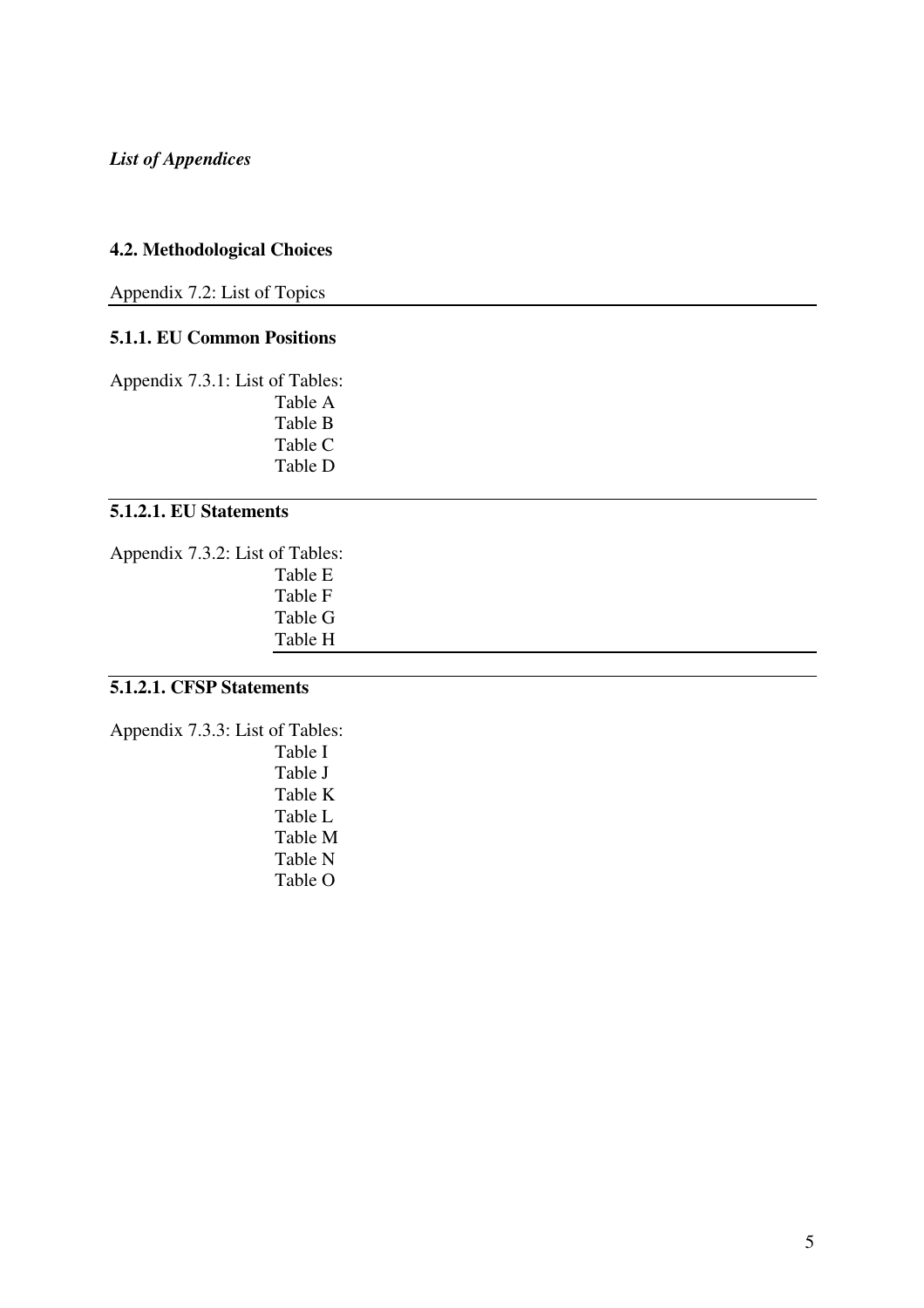*List of Appendices*

**4.2. Methodological Choices**

Appendix 7.2: List of Topics

---

**5.1.1. EU Common Positions**

Appendix 7.3.1: List of Tables:

- Table A
- Table B
- Table C
- Table D

---

**5.1.2.1. EU Statements**

Appendix 7.3.2: List of Tables:

- Table E
- Table F
- Table G
- Table H

---

**5.1.2.1. CFSP Statements**

Appendix 7.3.3: List of Tables:

- Table I
- Table J
- Table K
- Table L
- Table M
- Table N
- Table O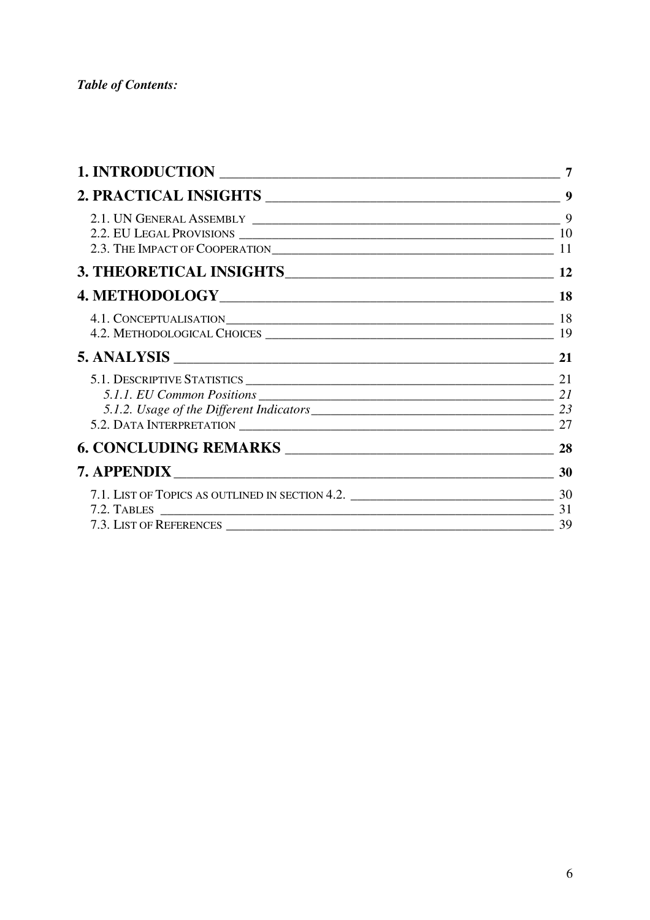***Table of Contents:***

**1. INTRODUCTION** — 7

**2. PRACTICAL INSIGHTS** — 9

- 2.1. UN GENERAL ASSEMBLY — 9
- 2.2. EU LEGAL PROVISIONS — 10
- 2.3. THE IMPACT OF COOPERATION — 11

**3. THEORETICAL INSIGHTS** — 12

**4. METHODOLOGY** — 18

- 4.1. CONCEPTUALISATION — 18
- 4.2. METHODOLOGICAL CHOICES — 19

**5. ANALYSIS** — 21

- 5.1. DESCRIPTIVE STATISTICS — 21
  - *5.1.1. EU Common Positions* — *21*
  - *5.1.2. Usage of the Different Indicators* — *23*
- 5.2. DATA INTERPRETATION — 27

**6. CONCLUDING REMARKS** — 28

**7. APPENDIX** — 30

- 7.1. LIST OF TOPICS AS OUTLINED IN SECTION 4.2. — 30
- 7.2. TABLES — 31
- 7.3. LIST OF REFERENCES — 39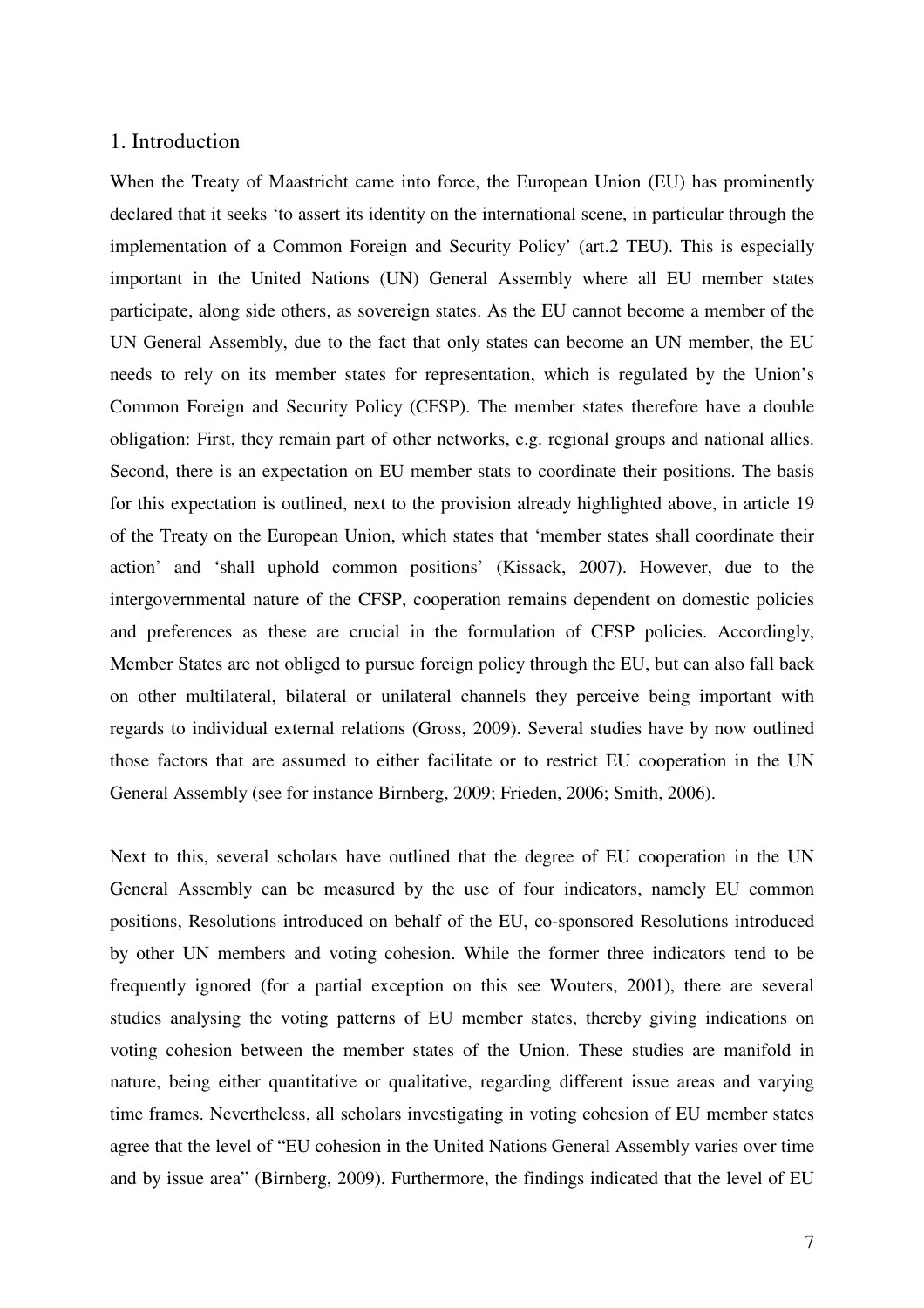# 1. Introduction

When the Treaty of Maastricht came into force, the European Union (EU) has prominently declared that it seeks 'to assert its identity on the international scene, in particular through the implementation of a Common Foreign and Security Policy' (art.2 TEU). This is especially important in the United Nations (UN) General Assembly where all EU member states participate, along side others, as sovereign states. As the EU cannot become a member of the UN General Assembly, due to the fact that only states can become an UN member, the EU needs to rely on its member states for representation, which is regulated by the Union's Common Foreign and Security Policy (CFSP). The member states therefore have a double obligation: First, they remain part of other networks, e.g. regional groups and national allies. Second, there is an expectation on EU member stats to coordinate their positions. The basis for this expectation is outlined, next to the provision already highlighted above, in article 19 of the Treaty on the European Union, which states that 'member states shall coordinate their action' and 'shall uphold common positions' (Kissack, 2007). However, due to the intergovernmental nature of the CFSP, cooperation remains dependent on domestic policies and preferences as these are crucial in the formulation of CFSP policies. Accordingly, Member States are not obliged to pursue foreign policy through the EU, but can also fall back on other multilateral, bilateral or unilateral channels they perceive being important with regards to individual external relations (Gross, 2009). Several studies have by now outlined those factors that are assumed to either facilitate or to restrict EU cooperation in the UN General Assembly (see for instance Birnberg, 2009; Frieden, 2006; Smith, 2006).

Next to this, several scholars have outlined that the degree of EU cooperation in the UN General Assembly can be measured by the use of four indicators, namely EU common positions, Resolutions introduced on behalf of the EU, co-sponsored Resolutions introduced by other UN members and voting cohesion. While the former three indicators tend to be frequently ignored (for a partial exception on this see Wouters, 2001), there are several studies analysing the voting patterns of EU member states, thereby giving indications on voting cohesion between the member states of the Union. These studies are manifold in nature, being either quantitative or qualitative, regarding different issue areas and varying time frames. Nevertheless, all scholars investigating in voting cohesion of EU member states agree that the level of "EU cohesion in the United Nations General Assembly varies over time and by issue area" (Birnberg, 2009). Furthermore, the findings indicated that the level of EU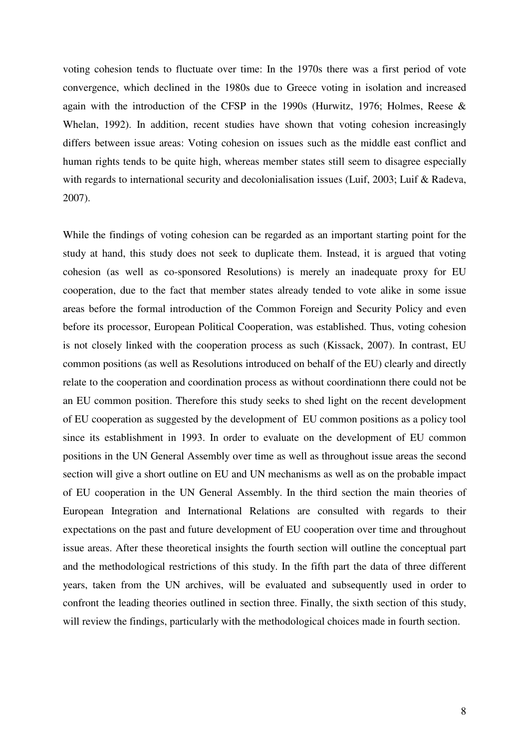voting cohesion tends to fluctuate over time: In the 1970s there was a first period of vote convergence, which declined in the 1980s due to Greece voting in isolation and increased again with the introduction of the CFSP in the 1990s (Hurwitz, 1976; Holmes, Reese & Whelan, 1992). In addition, recent studies have shown that voting cohesion increasingly differs between issue areas: Voting cohesion on issues such as the middle east conflict and human rights tends to be quite high, whereas member states still seem to disagree especially with regards to international security and decolonialisation issues (Luif, 2003; Luif & Radeva, 2007).

While the findings of voting cohesion can be regarded as an important starting point for the study at hand, this study does not seek to duplicate them. Instead, it is argued that voting cohesion (as well as co-sponsored Resolutions) is merely an inadequate proxy for EU cooperation, due to the fact that member states already tended to vote alike in some issue areas before the formal introduction of the Common Foreign and Security Policy and even before its processor, European Political Cooperation, was established. Thus, voting cohesion is not closely linked with the cooperation process as such (Kissack, 2007). In contrast, EU common positions (as well as Resolutions introduced on behalf of the EU) clearly and directly relate to the cooperation and coordination process as without coordinationn there could not be an EU common position. Therefore this study seeks to shed light on the recent development of EU cooperation as suggested by the development of EU common positions as a policy tool since its establishment in 1993. In order to evaluate on the development of EU common positions in the UN General Assembly over time as well as throughout issue areas the second section will give a short outline on EU and UN mechanisms as well as on the probable impact of EU cooperation in the UN General Assembly. In the third section the main theories of European Integration and International Relations are consulted with regards to their expectations on the past and future development of EU cooperation over time and throughout issue areas. After these theoretical insights the fourth section will outline the conceptual part and the methodological restrictions of this study. In the fifth part the data of three different years, taken from the UN archives, will be evaluated and subsequently used in order to confront the leading theories outlined in section three. Finally, the sixth section of this study, will review the findings, particularly with the methodological choices made in fourth section.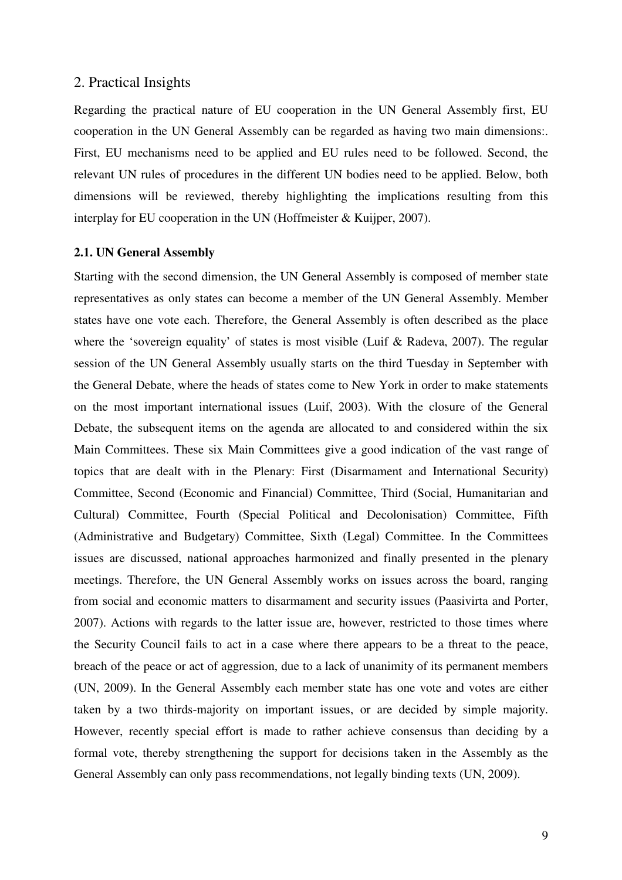## 2. Practical Insights

Regarding the practical nature of EU cooperation in the UN General Assembly first, EU cooperation in the UN General Assembly can be regarded as having two main dimensions:. First, EU mechanisms need to be applied and EU rules need to be followed. Second, the relevant UN rules of procedures in the different UN bodies need to be applied. Below, both dimensions will be reviewed, thereby highlighting the implications resulting from this interplay for EU cooperation in the UN (Hoffmeister & Kuijper, 2007).

### 2.1. UN General Assembly

Starting with the second dimension, the UN General Assembly is composed of member state representatives as only states can become a member of the UN General Assembly. Member states have one vote each. Therefore, the General Assembly is often described as the place where the 'sovereign equality' of states is most visible (Luif & Radeva, 2007). The regular session of the UN General Assembly usually starts on the third Tuesday in September with the General Debate, where the heads of states come to New York in order to make statements on the most important international issues (Luif, 2003). With the closure of the General Debate, the subsequent items on the agenda are allocated to and considered within the six Main Committees. These six Main Committees give a good indication of the vast range of topics that are dealt with in the Plenary: First (Disarmament and International Security) Committee, Second (Economic and Financial) Committee, Third (Social, Humanitarian and Cultural) Committee, Fourth (Special Political and Decolonisation) Committee, Fifth (Administrative and Budgetary) Committee, Sixth (Legal) Committee. In the Committees issues are discussed, national approaches harmonized and finally presented in the plenary meetings. Therefore, the UN General Assembly works on issues across the board, ranging from social and economic matters to disarmament and security issues (Paasivirta and Porter, 2007). Actions with regards to the latter issue are, however, restricted to those times where the Security Council fails to act in a case where there appears to be a threat to the peace, breach of the peace or act of aggression, due to a lack of unanimity of its permanent members (UN, 2009). In the General Assembly each member state has one vote and votes are either taken by a two thirds-majority on important issues, or are decided by simple majority. However, recently special effort is made to rather achieve consensus than deciding by a formal vote, thereby strengthening the support for decisions taken in the Assembly as the General Assembly can only pass recommendations, not legally binding texts (UN, 2009).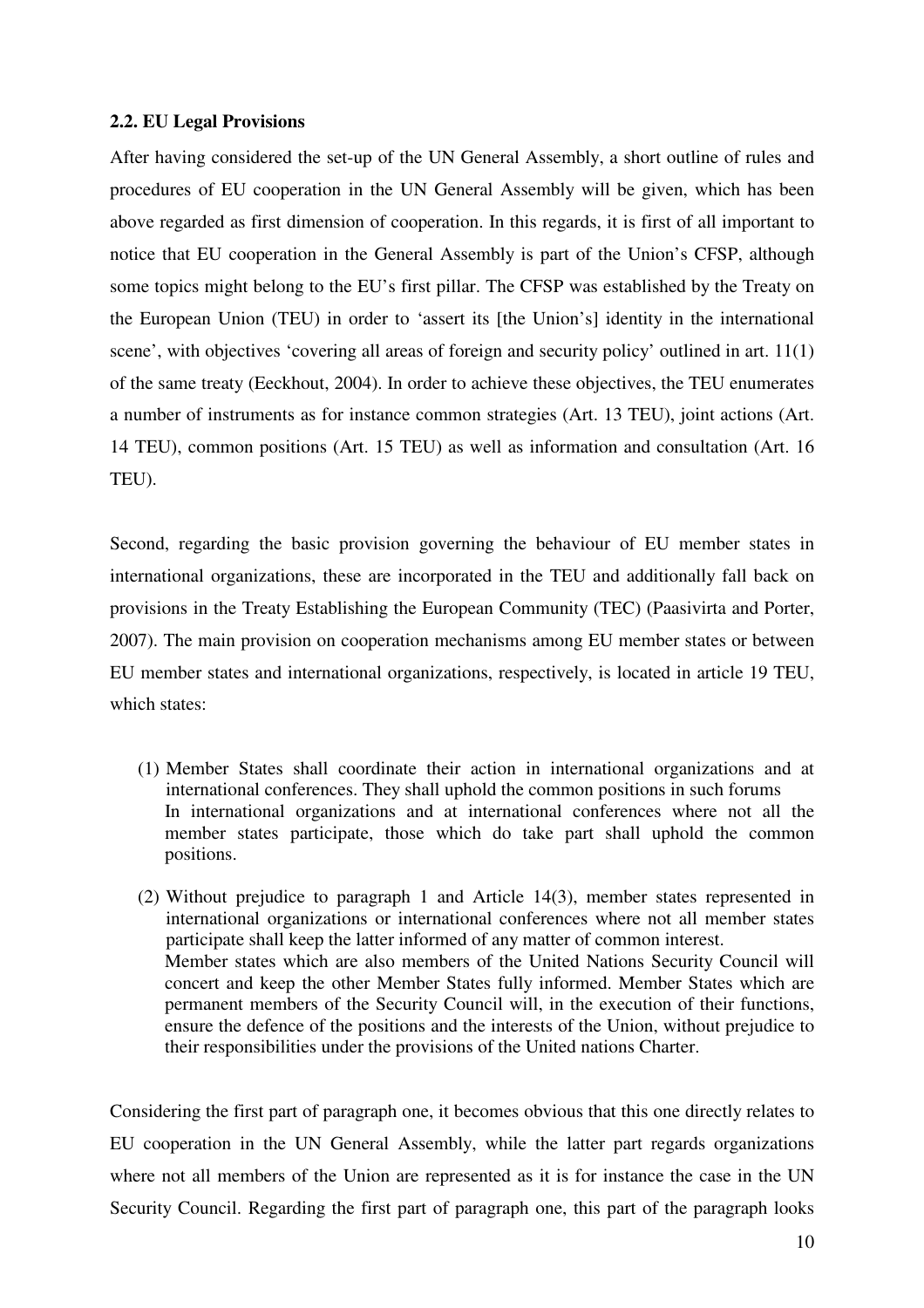### 2.2. EU Legal Provisions

After having considered the set-up of the UN General Assembly, a short outline of rules and procedures of EU cooperation in the UN General Assembly will be given, which has been above regarded as first dimension of cooperation. In this regards, it is first of all important to notice that EU cooperation in the General Assembly is part of the Union's CFSP, although some topics might belong to the EU's first pillar. The CFSP was established by the Treaty on the European Union (TEU) in order to 'assert its [the Union's] identity in the international scene', with objectives 'covering all areas of foreign and security policy' outlined in art. 11(1) of the same treaty (Eeckhout, 2004). In order to achieve these objectives, the TEU enumerates a number of instruments as for instance common strategies (Art. 13 TEU), joint actions (Art. 14 TEU), common positions (Art. 15 TEU) as well as information and consultation (Art. 16 TEU).

Second, regarding the basic provision governing the behaviour of EU member states in international organizations, these are incorporated in the TEU and additionally fall back on provisions in the Treaty Establishing the European Community (TEC) (Paasivirta and Porter, 2007). The main provision on cooperation mechanisms among EU member states or between EU member states and international organizations, respectively, is located in article 19 TEU, which states:

> (1) Member States shall coordinate their action in international organizations and at international conferences. They shall uphold the common positions in such forums
> In international organizations and at international conferences where not all the member states participate, those which do take part shall uphold the common positions.
>
> (2) Without prejudice to paragraph 1 and Article 14(3), member states represented in international organizations or international conferences where not all member states participate shall keep the latter informed of any matter of common interest.
> Member states which are also members of the United Nations Security Council will concert and keep the other Member States fully informed. Member States which are permanent members of the Security Council will, in the execution of their functions, ensure the defence of the positions and the interests of the Union, without prejudice to their responsibilities under the provisions of the United nations Charter.

Considering the first part of paragraph one, it becomes obvious that this one directly relates to EU cooperation in the UN General Assembly, while the latter part regards organizations where not all members of the Union are represented as it is for instance the case in the UN Security Council. Regarding the first part of paragraph one, this part of the paragraph looks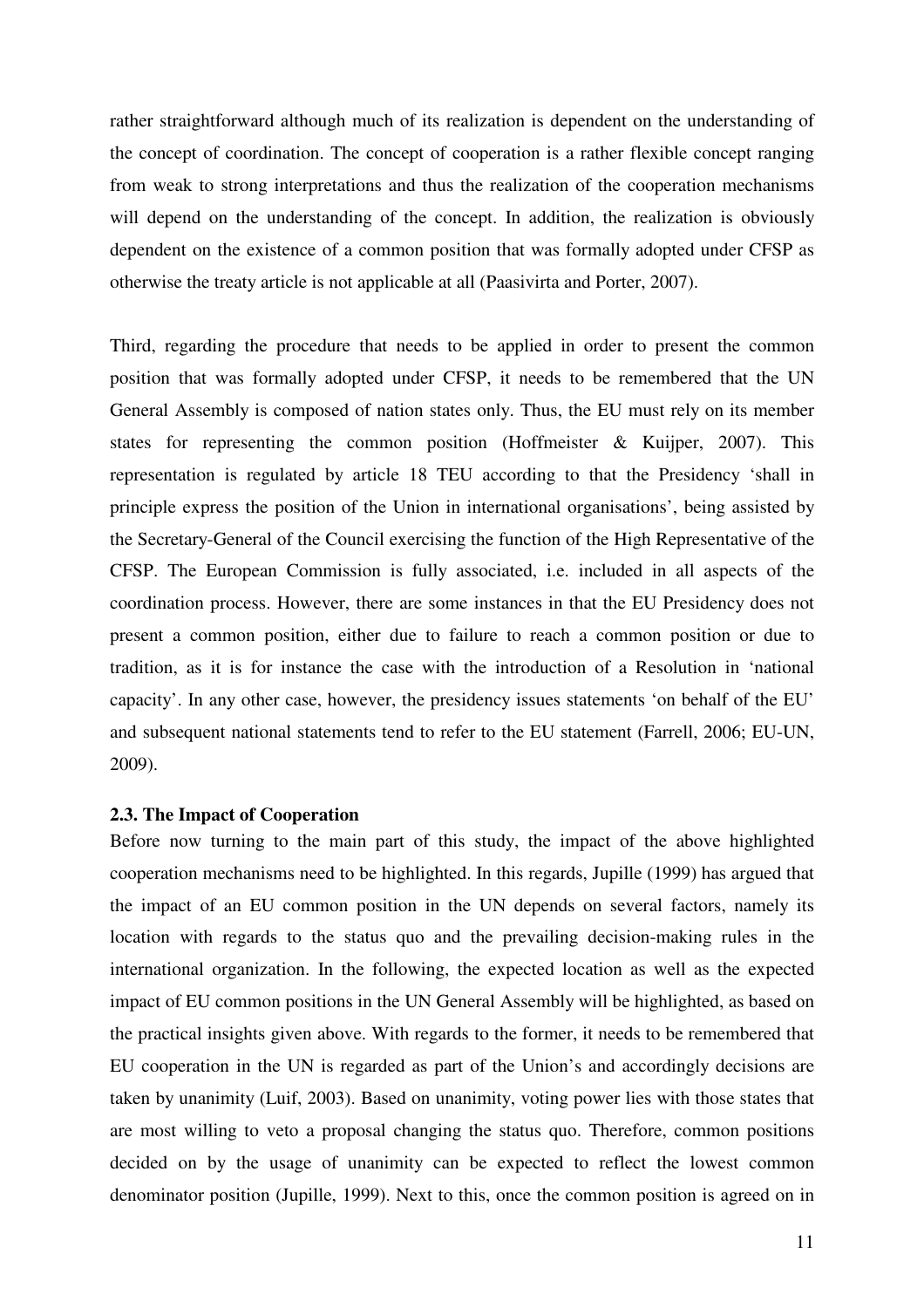rather straightforward although much of its realization is dependent on the understanding of the concept of coordination. The concept of cooperation is a rather flexible concept ranging from weak to strong interpretations and thus the realization of the cooperation mechanisms will depend on the understanding of the concept. In addition, the realization is obviously dependent on the existence of a common position that was formally adopted under CFSP as otherwise the treaty article is not applicable at all (Paasivirta and Porter, 2007).

Third, regarding the procedure that needs to be applied in order to present the common position that was formally adopted under CFSP, it needs to be remembered that the UN General Assembly is composed of nation states only. Thus, the EU must rely on its member states for representing the common position (Hoffmeister & Kuijper, 2007). This representation is regulated by article 18 TEU according to that the Presidency 'shall in principle express the position of the Union in international organisations', being assisted by the Secretary-General of the Council exercising the function of the High Representative of the CFSP. The European Commission is fully associated, i.e. included in all aspects of the coordination process. However, there are some instances in that the EU Presidency does not present a common position, either due to failure to reach a common position or due to tradition, as it is for instance the case with the introduction of a Resolution in 'national capacity'. In any other case, however, the presidency issues statements 'on behalf of the EU' and subsequent national statements tend to refer to the EU statement (Farrell, 2006; EU-UN, 2009).

### 2.3. The Impact of Cooperation

Before now turning to the main part of this study, the impact of the above highlighted cooperation mechanisms need to be highlighted. In this regards, Jupille (1999) has argued that the impact of an EU common position in the UN depends on several factors, namely its location with regards to the status quo and the prevailing decision-making rules in the international organization. In the following, the expected location as well as the expected impact of EU common positions in the UN General Assembly will be highlighted, as based on the practical insights given above. With regards to the former, it needs to be remembered that EU cooperation in the UN is regarded as part of the Union's and accordingly decisions are taken by unanimity (Luif, 2003). Based on unanimity, voting power lies with those states that are most willing to veto a proposal changing the status quo. Therefore, common positions decided on by the usage of unanimity can be expected to reflect the lowest common denominator position (Jupille, 1999). Next to this, once the common position is agreed on in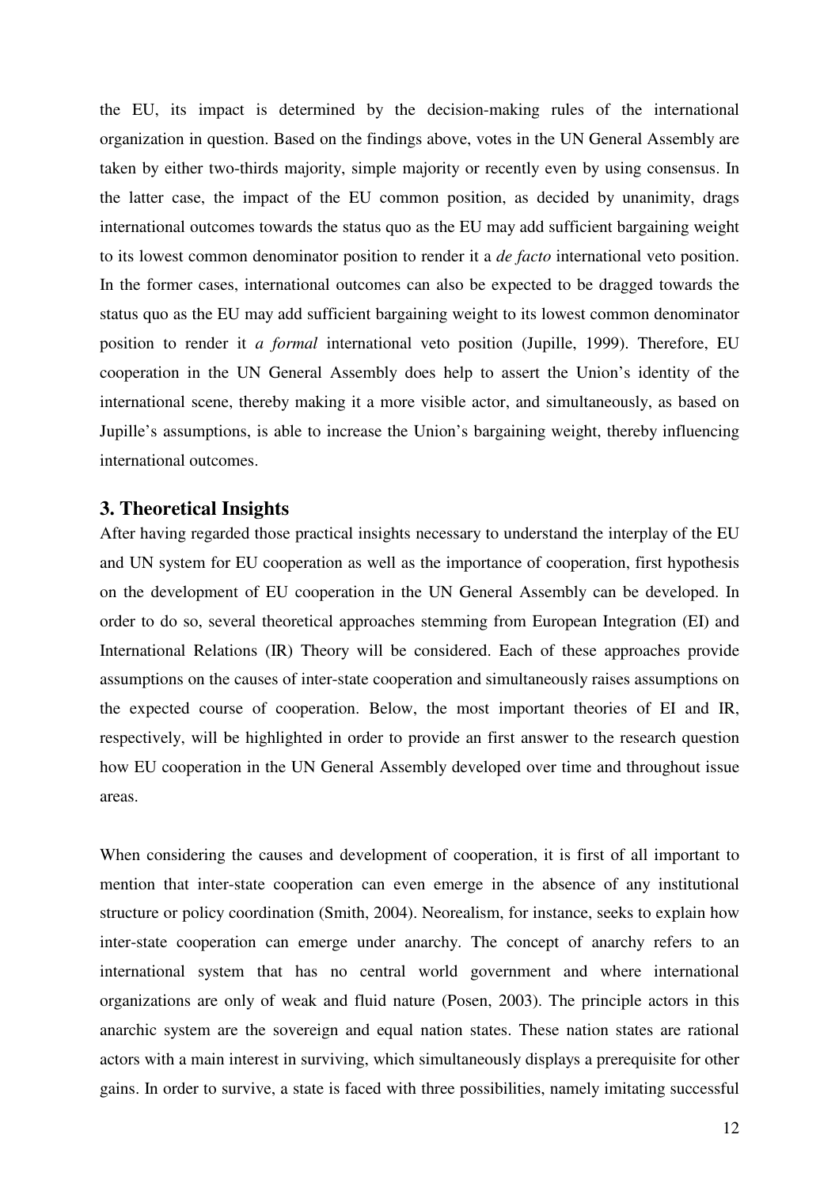the EU, its impact is determined by the decision-making rules of the international organization in question. Based on the findings above, votes in the UN General Assembly are taken by either two-thirds majority, simple majority or recently even by using consensus. In the latter case, the impact of the EU common position, as decided by unanimity, drags international outcomes towards the status quo as the EU may add sufficient bargaining weight to its lowest common denominator position to render it a *de facto* international veto position. In the former cases, international outcomes can also be expected to be dragged towards the status quo as the EU may add sufficient bargaining weight to its lowest common denominator position to render it *a formal* international veto position (Jupille, 1999). Therefore, EU cooperation in the UN General Assembly does help to assert the Union's identity of the international scene, thereby making it a more visible actor, and simultaneously, as based on Jupille's assumptions, is able to increase the Union's bargaining weight, thereby influencing international outcomes.

## 3. Theoretical Insights

After having regarded those practical insights necessary to understand the interplay of the EU and UN system for EU cooperation as well as the importance of cooperation, first hypothesis on the development of EU cooperation in the UN General Assembly can be developed. In order to do so, several theoretical approaches stemming from European Integration (EI) and International Relations (IR) Theory will be considered. Each of these approaches provide assumptions on the causes of inter-state cooperation and simultaneously raises assumptions on the expected course of cooperation. Below, the most important theories of EI and IR, respectively, will be highlighted in order to provide an first answer to the research question how EU cooperation in the UN General Assembly developed over time and throughout issue areas.

When considering the causes and development of cooperation, it is first of all important to mention that inter-state cooperation can even emerge in the absence of any institutional structure or policy coordination (Smith, 2004). Neorealism, for instance, seeks to explain how inter-state cooperation can emerge under anarchy. The concept of anarchy refers to an international system that has no central world government and where international organizations are only of weak and fluid nature (Posen, 2003). The principle actors in this anarchic system are the sovereign and equal nation states. These nation states are rational actors with a main interest in surviving, which simultaneously displays a prerequisite for other gains. In order to survive, a state is faced with three possibilities, namely imitating successful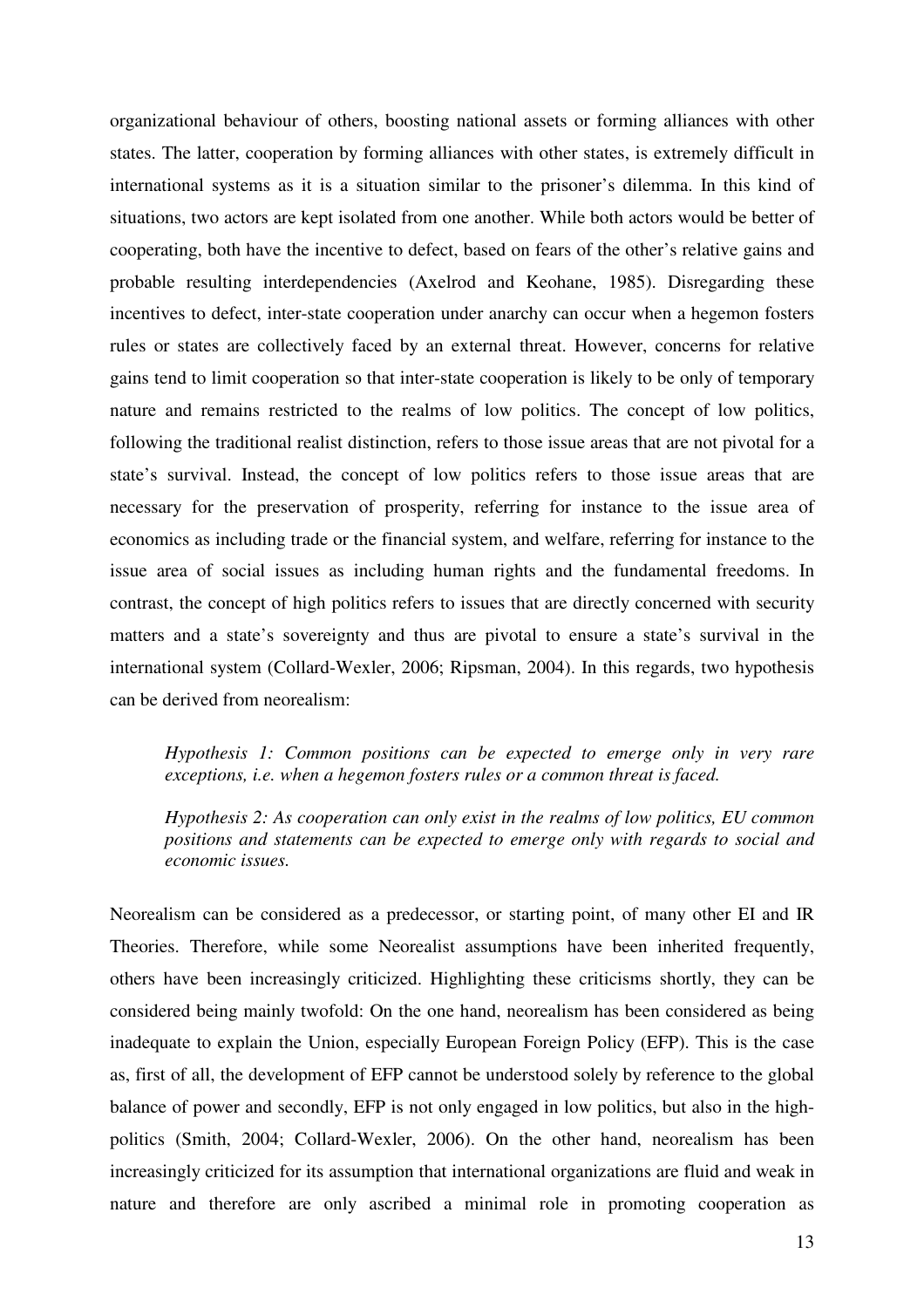organizational behaviour of others, boosting national assets or forming alliances with other states. The latter, cooperation by forming alliances with other states, is extremely difficult in international systems as it is a situation similar to the prisoner's dilemma. In this kind of situations, two actors are kept isolated from one another. While both actors would be better of cooperating, both have the incentive to defect, based on fears of the other's relative gains and probable resulting interdependencies (Axelrod and Keohane, 1985). Disregarding these incentives to defect, inter-state cooperation under anarchy can occur when a hegemon fosters rules or states are collectively faced by an external threat. However, concerns for relative gains tend to limit cooperation so that inter-state cooperation is likely to be only of temporary nature and remains restricted to the realms of low politics. The concept of low politics, following the traditional realist distinction, refers to those issue areas that are not pivotal for a state's survival. Instead, the concept of low politics refers to those issue areas that are necessary for the preservation of prosperity, referring for instance to the issue area of economics as including trade or the financial system, and welfare, referring for instance to the issue area of social issues as including human rights and the fundamental freedoms. In contrast, the concept of high politics refers to issues that are directly concerned with security matters and a state's sovereignty and thus are pivotal to ensure a state's survival in the international system (Collard-Wexler, 2006; Ripsman, 2004). In this regards, two hypothesis can be derived from neorealism:

> *Hypothesis 1: Common positions can be expected to emerge only in very rare exceptions, i.e. when a hegemon fosters rules or a common threat is faced.*
>
> *Hypothesis 2: As cooperation can only exist in the realms of low politics, EU common positions and statements can be expected to emerge only with regards to social and economic issues.*

Neorealism can be considered as a predecessor, or starting point, of many other EI and IR Theories. Therefore, while some Neorealist assumptions have been inherited frequently, others have been increasingly criticized. Highlighting these criticisms shortly, they can be considered being mainly twofold: On the one hand, neorealism has been considered as being inadequate to explain the Union, especially European Foreign Policy (EFP). This is the case as, first of all, the development of EFP cannot be understood solely by reference to the global balance of power and secondly, EFP is not only engaged in low politics, but also in the high-politics (Smith, 2004; Collard-Wexler, 2006). On the other hand, neorealism has been increasingly criticized for its assumption that international organizations are fluid and weak in nature and therefore are only ascribed a minimal role in promoting cooperation as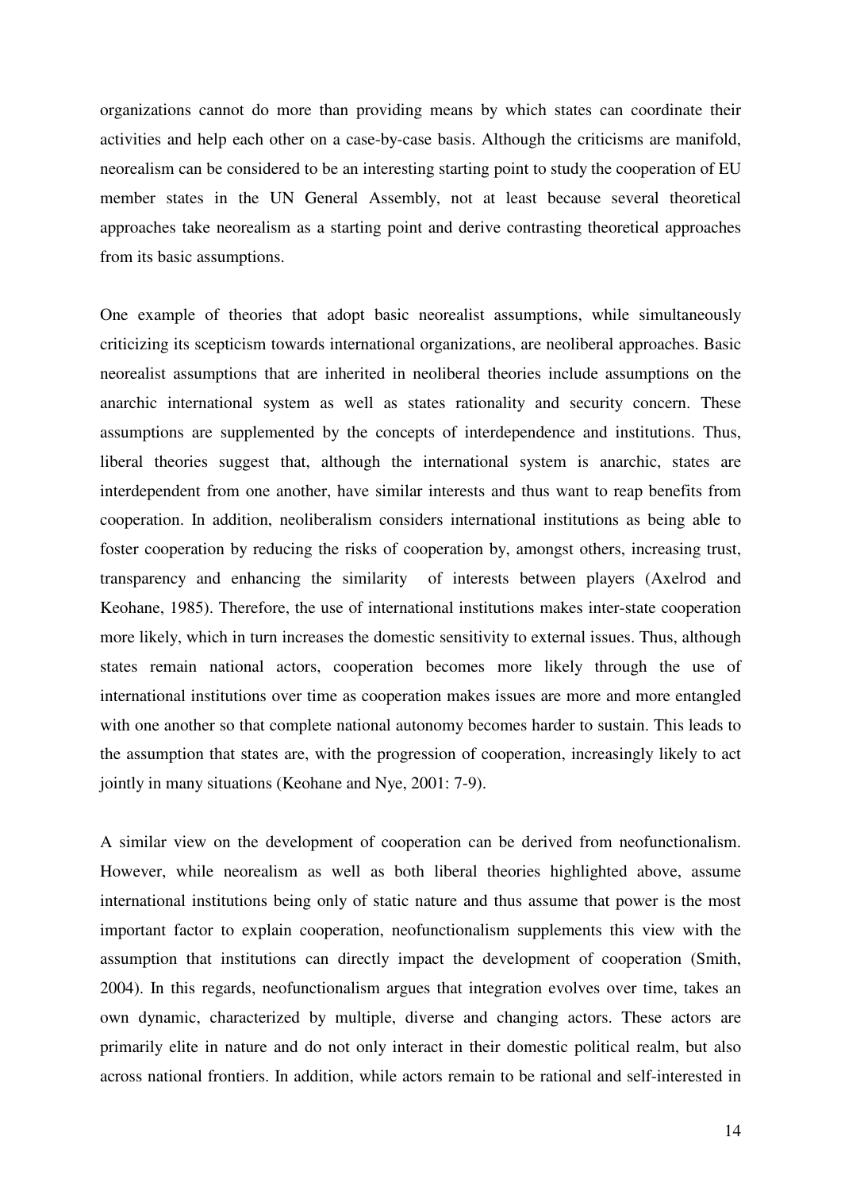organizations cannot do more than providing means by which states can coordinate their activities and help each other on a case-by-case basis. Although the criticisms are manifold, neorealism can be considered to be an interesting starting point to study the cooperation of EU member states in the UN General Assembly, not at least because several theoretical approaches take neorealism as a starting point and derive contrasting theoretical approaches from its basic assumptions.

One example of theories that adopt basic neorealist assumptions, while simultaneously criticizing its scepticism towards international organizations, are neoliberal approaches. Basic neorealist assumptions that are inherited in neoliberal theories include assumptions on the anarchic international system as well as states rationality and security concern. These assumptions are supplemented by the concepts of interdependence and institutions. Thus, liberal theories suggest that, although the international system is anarchic, states are interdependent from one another, have similar interests and thus want to reap benefits from cooperation. In addition, neoliberalism considers international institutions as being able to foster cooperation by reducing the risks of cooperation by, amongst others, increasing trust, transparency and enhancing the similarity of interests between players (Axelrod and Keohane, 1985). Therefore, the use of international institutions makes inter-state cooperation more likely, which in turn increases the domestic sensitivity to external issues. Thus, although states remain national actors, cooperation becomes more likely through the use of international institutions over time as cooperation makes issues are more and more entangled with one another so that complete national autonomy becomes harder to sustain. This leads to the assumption that states are, with the progression of cooperation, increasingly likely to act jointly in many situations (Keohane and Nye, 2001: 7-9).

A similar view on the development of cooperation can be derived from neofunctionalism. However, while neorealism as well as both liberal theories highlighted above, assume international institutions being only of static nature and thus assume that power is the most important factor to explain cooperation, neofunctionalism supplements this view with the assumption that institutions can directly impact the development of cooperation (Smith, 2004). In this regards, neofunctionalism argues that integration evolves over time, takes an own dynamic, characterized by multiple, diverse and changing actors. These actors are primarily elite in nature and do not only interact in their domestic political realm, but also across national frontiers. In addition, while actors remain to be rational and self-interested in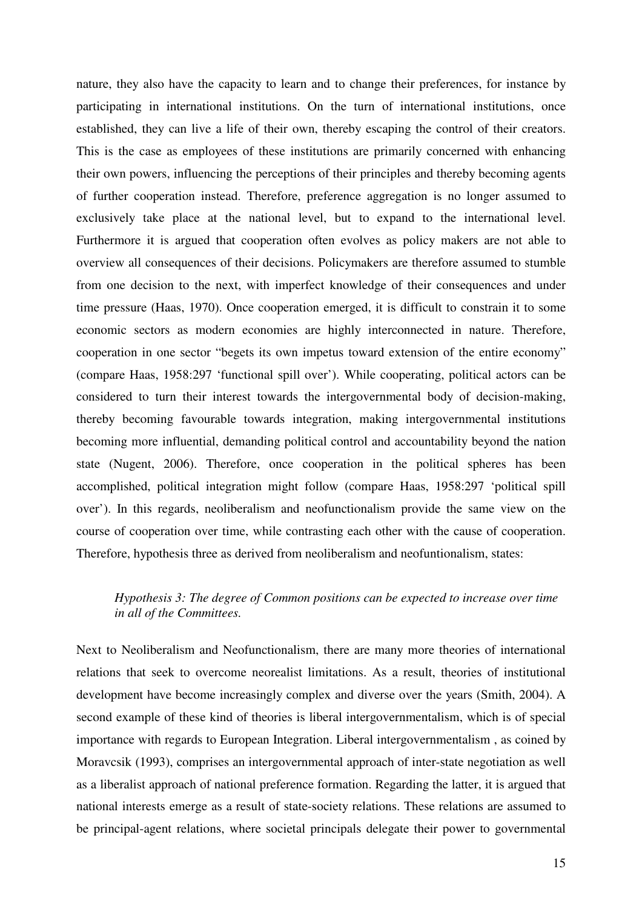nature, they also have the capacity to learn and to change their preferences, for instance by participating in international institutions. On the turn of international institutions, once established, they can live a life of their own, thereby escaping the control of their creators. This is the case as employees of these institutions are primarily concerned with enhancing their own powers, influencing the perceptions of their principles and thereby becoming agents of further cooperation instead. Therefore, preference aggregation is no longer assumed to exclusively take place at the national level, but to expand to the international level. Furthermore it is argued that cooperation often evolves as policy makers are not able to overview all consequences of their decisions. Policymakers are therefore assumed to stumble from one decision to the next, with imperfect knowledge of their consequences and under time pressure (Haas, 1970). Once cooperation emerged, it is difficult to constrain it to some economic sectors as modern economies are highly interconnected in nature. Therefore, cooperation in one sector "begets its own impetus toward extension of the entire economy" (compare Haas, 1958:297 'functional spill over'). While cooperating, political actors can be considered to turn their interest towards the intergovernmental body of decision-making, thereby becoming favourable towards integration, making intergovernmental institutions becoming more influential, demanding political control and accountability beyond the nation state (Nugent, 2006). Therefore, once cooperation in the political spheres has been accomplished, political integration might follow (compare Haas, 1958:297 'political spill over'). In this regards, neoliberalism and neofunctionalism provide the same view on the course of cooperation over time, while contrasting each other with the cause of cooperation. Therefore, hypothesis three as derived from neoliberalism and neofuntionalism, states:

> *Hypothesis 3: The degree of Common positions can be expected to increase over time in all of the Committees.*

Next to Neoliberalism and Neofunctionalism, there are many more theories of international relations that seek to overcome neorealist limitations. As a result, theories of institutional development have become increasingly complex and diverse over the years (Smith, 2004). A second example of these kind of theories is liberal intergovernmentalism, which is of special importance with regards to European Integration. Liberal intergovernmentalism , as coined by Moravcsik (1993), comprises an intergovernmental approach of inter-state negotiation as well as a liberalist approach of national preference formation. Regarding the latter, it is argued that national interests emerge as a result of state-society relations. These relations are assumed to be principal-agent relations, where societal principals delegate their power to governmental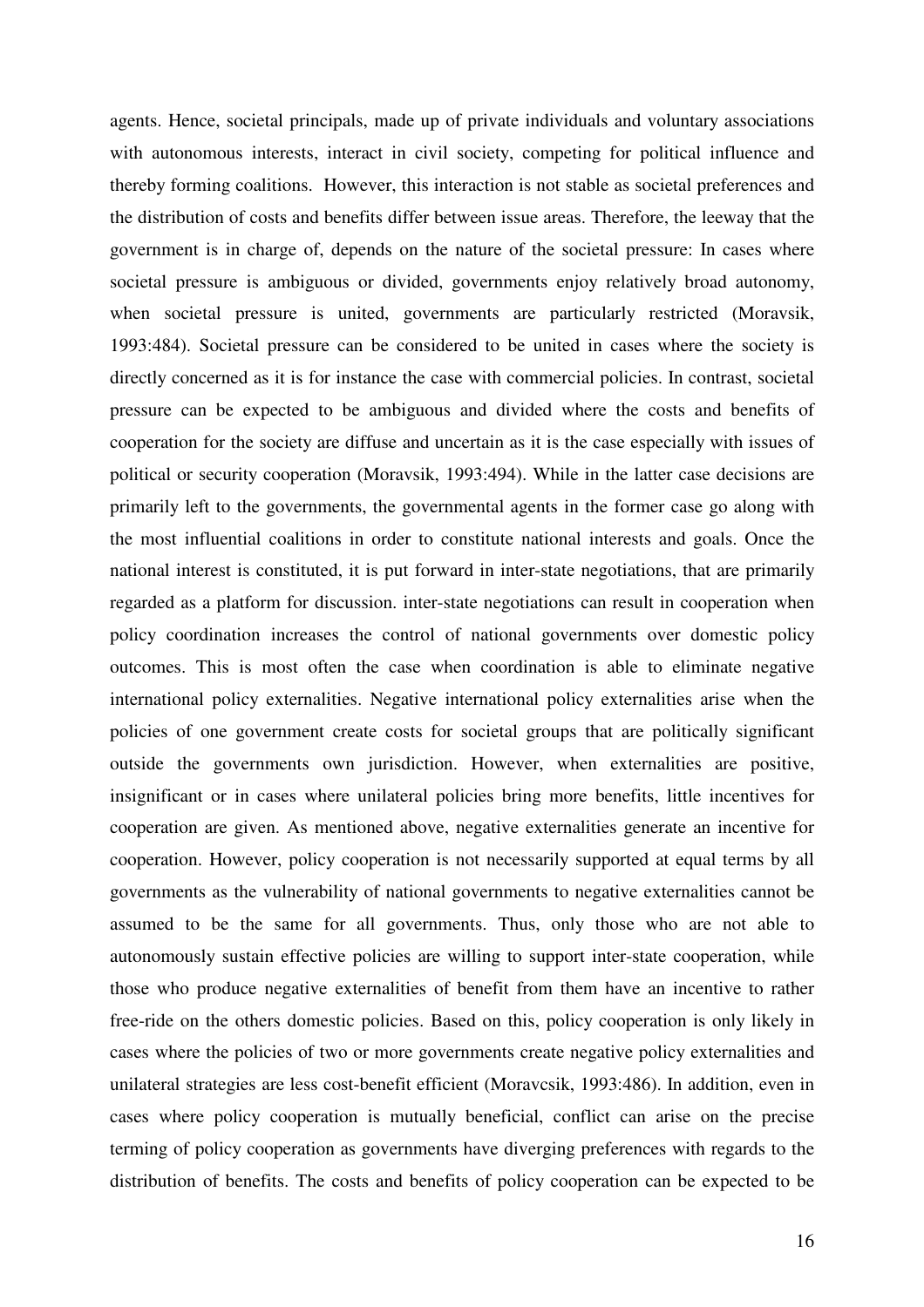agents. Hence, societal principals, made up of private individuals and voluntary associations with autonomous interests, interact in civil society, competing for political influence and thereby forming coalitions. However, this interaction is not stable as societal preferences and the distribution of costs and benefits differ between issue areas. Therefore, the leeway that the government is in charge of, depends on the nature of the societal pressure: In cases where societal pressure is ambiguous or divided, governments enjoy relatively broad autonomy, when societal pressure is united, governments are particularly restricted (Moravsik, 1993:484). Societal pressure can be considered to be united in cases where the society is directly concerned as it is for instance the case with commercial policies. In contrast, societal pressure can be expected to be ambiguous and divided where the costs and benefits of cooperation for the society are diffuse and uncertain as it is the case especially with issues of political or security cooperation (Moravsik, 1993:494). While in the latter case decisions are primarily left to the governments, the governmental agents in the former case go along with the most influential coalitions in order to constitute national interests and goals. Once the national interest is constituted, it is put forward in inter-state negotiations, that are primarily regarded as a platform for discussion. inter-state negotiations can result in cooperation when policy coordination increases the control of national governments over domestic policy outcomes. This is most often the case when coordination is able to eliminate negative international policy externalities. Negative international policy externalities arise when the policies of one government create costs for societal groups that are politically significant outside the governments own jurisdiction. However, when externalities are positive, insignificant or in cases where unilateral policies bring more benefits, little incentives for cooperation are given. As mentioned above, negative externalities generate an incentive for cooperation. However, policy cooperation is not necessarily supported at equal terms by all governments as the vulnerability of national governments to negative externalities cannot be assumed to be the same for all governments. Thus, only those who are not able to autonomously sustain effective policies are willing to support inter-state cooperation, while those who produce negative externalities of benefit from them have an incentive to rather free-ride on the others domestic policies. Based on this, policy cooperation is only likely in cases where the policies of two or more governments create negative policy externalities and unilateral strategies are less cost-benefit efficient (Moravcsik, 1993:486). In addition, even in cases where policy cooperation is mutually beneficial, conflict can arise on the precise terming of policy cooperation as governments have diverging preferences with regards to the distribution of benefits. The costs and benefits of policy cooperation can be expected to be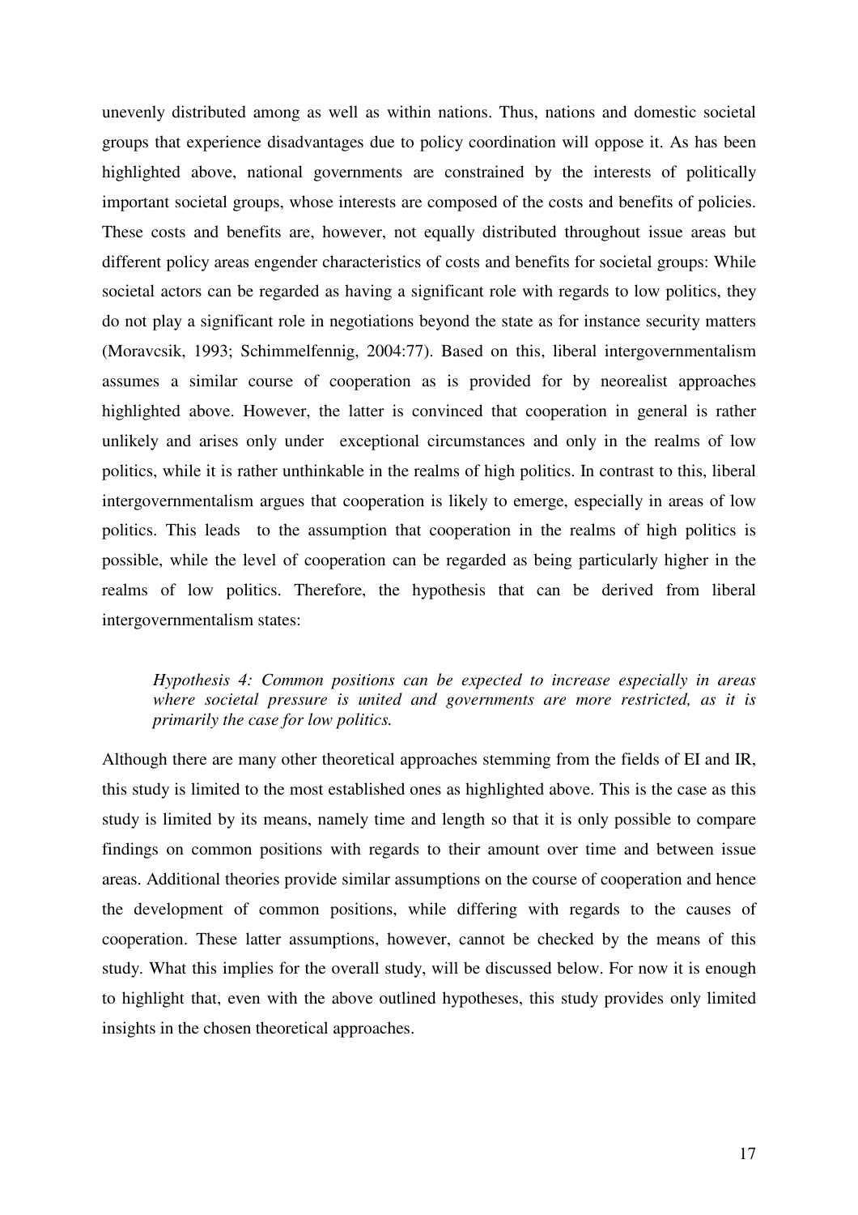unevenly distributed among as well as within nations. Thus, nations and domestic societal groups that experience disadvantages due to policy coordination will oppose it. As has been highlighted above, national governments are constrained by the interests of politically important societal groups, whose interests are composed of the costs and benefits of policies. These costs and benefits are, however, not equally distributed throughout issue areas but different policy areas engender characteristics of costs and benefits for societal groups: While societal actors can be regarded as having a significant role with regards to low politics, they do not play a significant role in negotiations beyond the state as for instance security matters (Moravcsik, 1993; Schimmelfennig, 2004:77). Based on this, liberal intergovernmentalism assumes a similar course of cooperation as is provided for by neorealist approaches highlighted above. However, the latter is convinced that cooperation in general is rather unlikely and arises only under exceptional circumstances and only in the realms of low politics, while it is rather unthinkable in the realms of high politics. In contrast to this, liberal intergovernmentalism argues that cooperation is likely to emerge, especially in areas of low politics. This leads to the assumption that cooperation in the realms of high politics is possible, while the level of cooperation can be regarded as being particularly higher in the realms of low politics. Therefore, the hypothesis that can be derived from liberal intergovernmentalism states:

> *Hypothesis 4: Common positions can be expected to increase especially in areas where societal pressure is united and governments are more restricted, as it is primarily the case for low politics.*

Although there are many other theoretical approaches stemming from the fields of EI and IR, this study is limited to the most established ones as highlighted above. This is the case as this study is limited by its means, namely time and length so that it is only possible to compare findings on common positions with regards to their amount over time and between issue areas. Additional theories provide similar assumptions on the course of cooperation and hence the development of common positions, while differing with regards to the causes of cooperation. These latter assumptions, however, cannot be checked by the means of this study. What this implies for the overall study, will be discussed below. For now it is enough to highlight that, even with the above outlined hypotheses, this study provides only limited insights in the chosen theoretical approaches.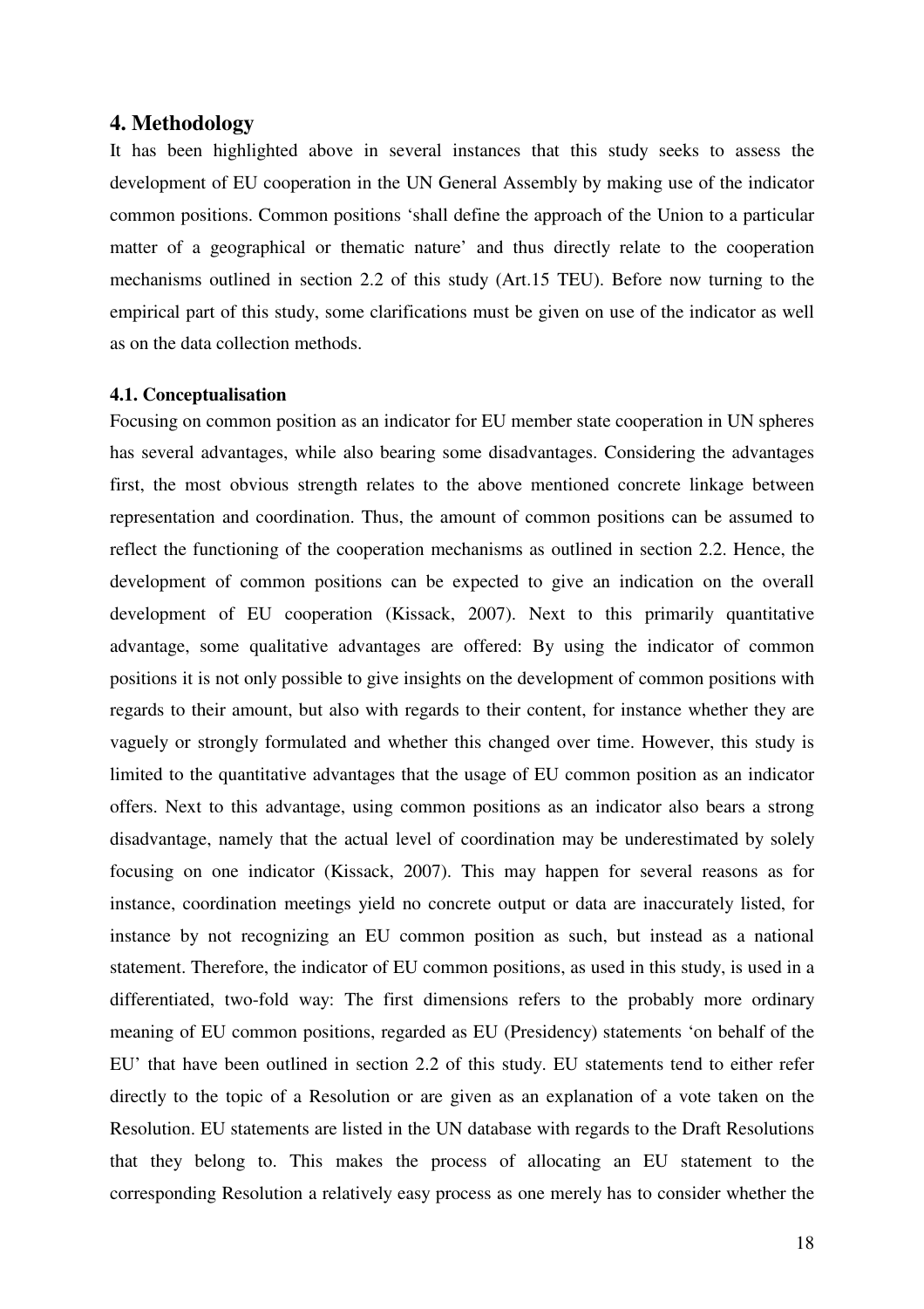## 4. Methodology

It has been highlighted above in several instances that this study seeks to assess the development of EU cooperation in the UN General Assembly by making use of the indicator common positions. Common positions 'shall define the approach of the Union to a particular matter of a geographical or thematic nature' and thus directly relate to the cooperation mechanisms outlined in section 2.2 of this study (Art.15 TEU). Before now turning to the empirical part of this study, some clarifications must be given on use of the indicator as well as on the data collection methods.

### 4.1. Conceptualisation

Focusing on common position as an indicator for EU member state cooperation in UN spheres has several advantages, while also bearing some disadvantages. Considering the advantages first, the most obvious strength relates to the above mentioned concrete linkage between representation and coordination. Thus, the amount of common positions can be assumed to reflect the functioning of the cooperation mechanisms as outlined in section 2.2. Hence, the development of common positions can be expected to give an indication on the overall development of EU cooperation (Kissack, 2007). Next to this primarily quantitative advantage, some qualitative advantages are offered: By using the indicator of common positions it is not only possible to give insights on the development of common positions with regards to their amount, but also with regards to their content, for instance whether they are vaguely or strongly formulated and whether this changed over time. However, this study is limited to the quantitative advantages that the usage of EU common position as an indicator offers. Next to this advantage, using common positions as an indicator also bears a strong disadvantage, namely that the actual level of coordination may be underestimated by solely focusing on one indicator (Kissack, 2007). This may happen for several reasons as for instance, coordination meetings yield no concrete output or data are inaccurately listed, for instance by not recognizing an EU common position as such, but instead as a national statement. Therefore, the indicator of EU common positions, as used in this study, is used in a differentiated, two-fold way: The first dimensions refers to the probably more ordinary meaning of EU common positions, regarded as EU (Presidency) statements 'on behalf of the EU' that have been outlined in section 2.2 of this study. EU statements tend to either refer directly to the topic of a Resolution or are given as an explanation of a vote taken on the Resolution. EU statements are listed in the UN database with regards to the Draft Resolutions that they belong to. This makes the process of allocating an EU statement to the corresponding Resolution a relatively easy process as one merely has to consider whether the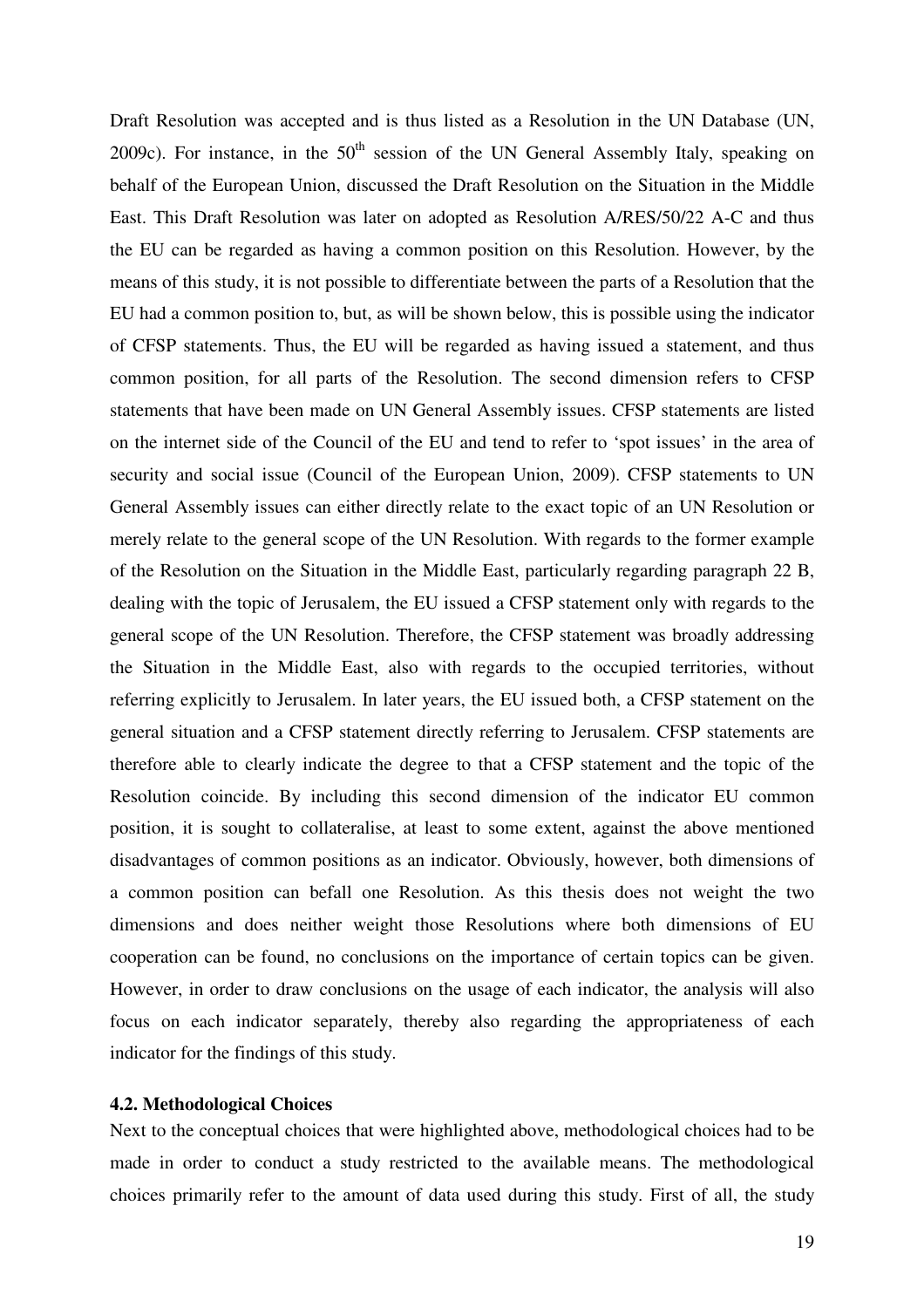Draft Resolution was accepted and is thus listed as a Resolution in the UN Database (UN, 2009c). For instance, in the 50th session of the UN General Assembly Italy, speaking on behalf of the European Union, discussed the Draft Resolution on the Situation in the Middle East. This Draft Resolution was later on adopted as Resolution A/RES/50/22 A-C and thus the EU can be regarded as having a common position on this Resolution. However, by the means of this study, it is not possible to differentiate between the parts of a Resolution that the EU had a common position to, but, as will be shown below, this is possible using the indicator of CFSP statements. Thus, the EU will be regarded as having issued a statement, and thus common position, for all parts of the Resolution. The second dimension refers to CFSP statements that have been made on UN General Assembly issues. CFSP statements are listed on the internet side of the Council of the EU and tend to refer to 'spot issues' in the area of security and social issue (Council of the European Union, 2009). CFSP statements to UN General Assembly issues can either directly relate to the exact topic of an UN Resolution or merely relate to the general scope of the UN Resolution. With regards to the former example of the Resolution on the Situation in the Middle East, particularly regarding paragraph 22 B, dealing with the topic of Jerusalem, the EU issued a CFSP statement only with regards to the general scope of the UN Resolution. Therefore, the CFSP statement was broadly addressing the Situation in the Middle East, also with regards to the occupied territories, without referring explicitly to Jerusalem. In later years, the EU issued both, a CFSP statement on the general situation and a CFSP statement directly referring to Jerusalem. CFSP statements are therefore able to clearly indicate the degree to that a CFSP statement and the topic of the Resolution coincide. By including this second dimension of the indicator EU common position, it is sought to collateralise, at least to some extent, against the above mentioned disadvantages of common positions as an indicator. Obviously, however, both dimensions of a common position can befall one Resolution. As this thesis does not weight the two dimensions and does neither weight those Resolutions where both dimensions of EU cooperation can be found, no conclusions on the importance of certain topics can be given. However, in order to draw conclusions on the usage of each indicator, the analysis will also focus on each indicator separately, thereby also regarding the appropriateness of each indicator for the findings of this study.

### 4.2. Methodological Choices

Next to the conceptual choices that were highlighted above, methodological choices had to be made in order to conduct a study restricted to the available means. The methodological choices primarily refer to the amount of data used during this study. First of all, the study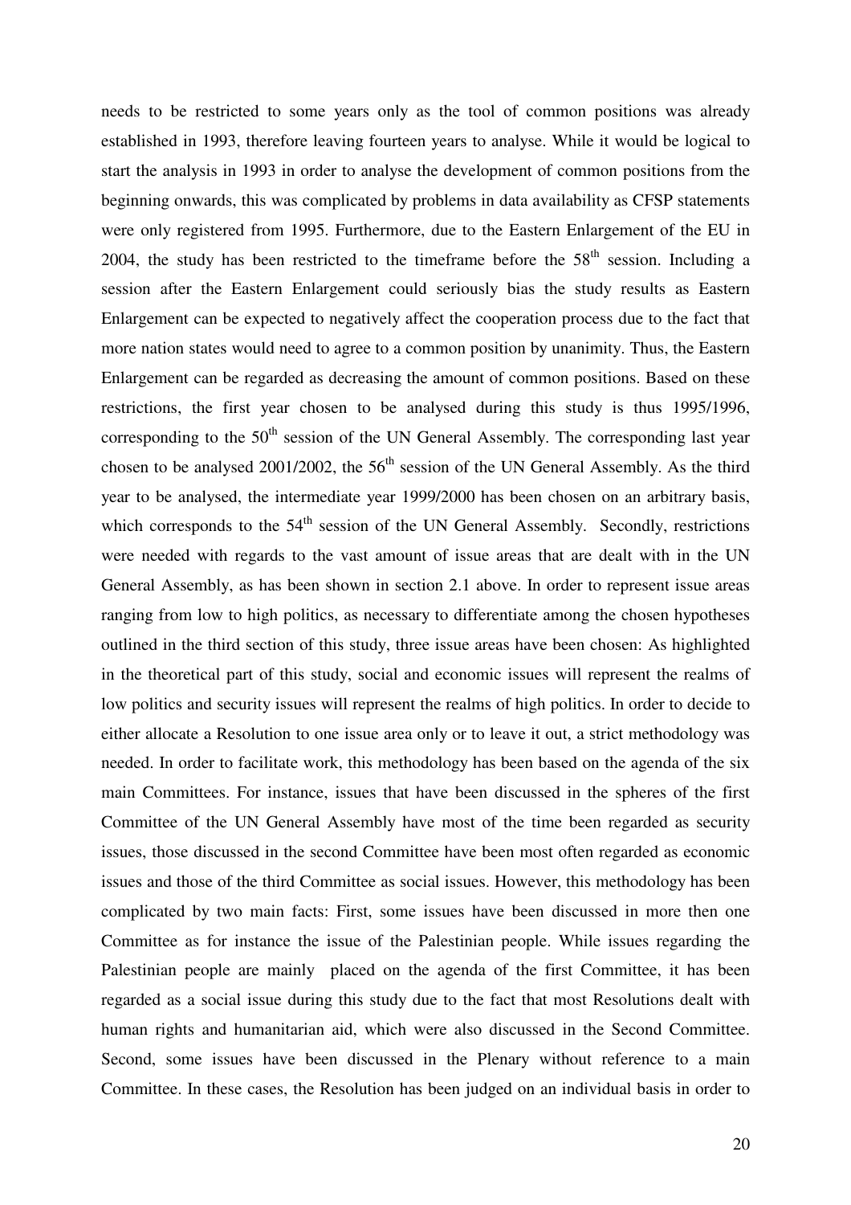needs to be restricted to some years only as the tool of common positions was already established in 1993, therefore leaving fourteen years to analyse. While it would be logical to start the analysis in 1993 in order to analyse the development of common positions from the beginning onwards, this was complicated by problems in data availability as CFSP statements were only registered from 1995. Furthermore, due to the Eastern Enlargement of the EU in 2004, the study has been restricted to the timeframe before the 58th session. Including a session after the Eastern Enlargement could seriously bias the study results as Eastern Enlargement can be expected to negatively affect the cooperation process due to the fact that more nation states would need to agree to a common position by unanimity. Thus, the Eastern Enlargement can be regarded as decreasing the amount of common positions. Based on these restrictions, the first year chosen to be analysed during this study is thus 1995/1996, corresponding to the 50th session of the UN General Assembly. The corresponding last year chosen to be analysed 2001/2002, the 56th session of the UN General Assembly. As the third year to be analysed, the intermediate year 1999/2000 has been chosen on an arbitrary basis, which corresponds to the 54th session of the UN General Assembly. Secondly, restrictions were needed with regards to the vast amount of issue areas that are dealt with in the UN General Assembly, as has been shown in section 2.1 above. In order to represent issue areas ranging from low to high politics, as necessary to differentiate among the chosen hypotheses outlined in the third section of this study, three issue areas have been chosen: As highlighted in the theoretical part of this study, social and economic issues will represent the realms of low politics and security issues will represent the realms of high politics. In order to decide to either allocate a Resolution to one issue area only or to leave it out, a strict methodology was needed. In order to facilitate work, this methodology has been based on the agenda of the six main Committees. For instance, issues that have been discussed in the spheres of the first Committee of the UN General Assembly have most of the time been regarded as security issues, those discussed in the second Committee have been most often regarded as economic issues and those of the third Committee as social issues. However, this methodology has been complicated by two main facts: First, some issues have been discussed in more then one Committee as for instance the issue of the Palestinian people. While issues regarding the Palestinian people are mainly placed on the agenda of the first Committee, it has been regarded as a social issue during this study due to the fact that most Resolutions dealt with human rights and humanitarian aid, which were also discussed in the Second Committee. Second, some issues have been discussed in the Plenary without reference to a main Committee. In these cases, the Resolution has been judged on an individual basis in order to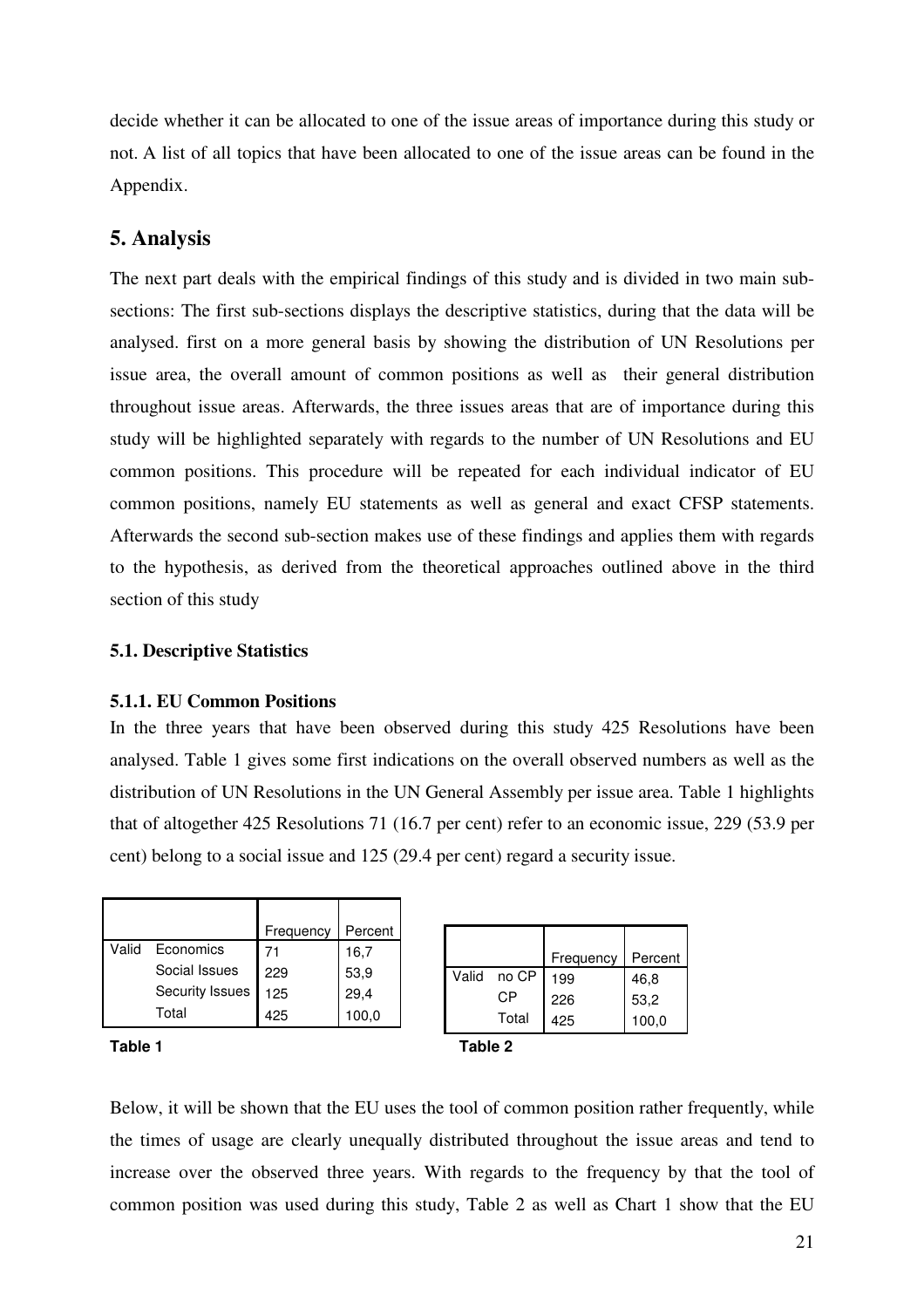decide whether it can be allocated to one of the issue areas of importance during this study or not. A list of all topics that have been allocated to one of the issue areas can be found in the Appendix.

## 5. Analysis

The next part deals with the empirical findings of this study and is divided in two main sub-sections: The first sub-sections displays the descriptive statistics, during that the data will be analysed. first on a more general basis by showing the distribution of UN Resolutions per issue area, the overall amount of common positions as well as their general distribution throughout issue areas. Afterwards, the three issues areas that are of importance during this study will be highlighted separately with regards to the number of UN Resolutions and EU common positions. This procedure will be repeated for each individual indicator of EU common positions, namely EU statements as well as general and exact CFSP statements. Afterwards the second sub-section makes use of these findings and applies them with regards to the hypothesis, as derived from the theoretical approaches outlined above in the third section of this study

### 5.1. Descriptive Statistics

#### 5.1.1. EU Common Positions

In the three years that have been observed during this study 425 Resolutions have been analysed. Table 1 gives some first indications on the overall observed numbers as well as the distribution of UN Resolutions in the UN General Assembly per issue area. Table 1 highlights that of altogether 425 Resolutions 71 (16.7 per cent) refer to an economic issue, 229 (53.9 per cent) belong to a social issue and 125 (29.4 per cent) regard a security issue.

| | | Frequency | Percent |
|---|---|---|---|
| Valid | Economics | 71 | 16,7 |
| | Social Issues | 229 | 53,9 |
| | Security Issues | 125 | 29,4 |
| | Total | 425 | 100,0 |

**Table 1**

| | | Frequency | Percent |
|---|---|---|---|
| Valid | no CP | 199 | 46,8 |
| | CP | 226 | 53,2 |
| | Total | 425 | 100,0 |

**Table 2**

Below, it will be shown that the EU uses the tool of common position rather frequently, while the times of usage are clearly unequally distributed throughout the issue areas and tend to increase over the observed three years. With regards to the frequency by that the tool of common position was used during this study, Table 2 as well as Chart 1 show that the EU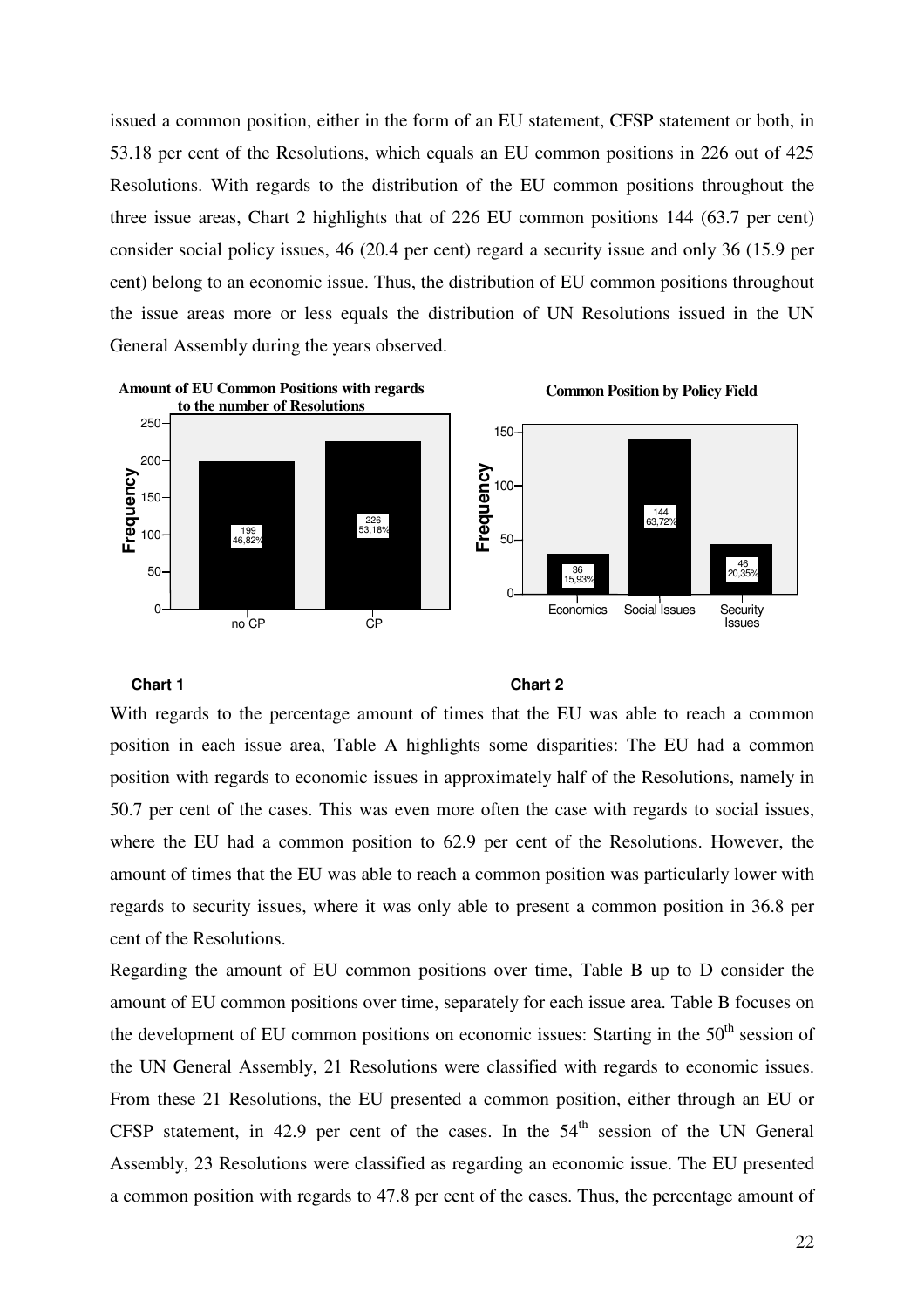issued a common position, either in the form of an EU statement, CFSP statement or both, in 53.18 per cent of the Resolutions, which equals an EU common positions in 226 out of 425 Resolutions. With regards to the distribution of the EU common positions throughout the three issue areas, Chart 2 highlights that of 226 EU common positions 144 (63.7 per cent) consider social policy issues, 46 (20.4 per cent) regard a security issue and only 36 (15.9 per cent) belong to an economic issue. Thus, the distribution of EU common positions throughout the issue areas more or less equals the distribution of UN Resolutions issued in the UN General Assembly during the years observed.

**Amount of EU Common Positions with regards to the number of Resolutions**

| | Frequency | Per cent |
|---|---|---|
| no CP | 199 | 46,82% |
| CP | 226 | 53,18% |

**Chart 1**

**Common Position by Policy Field**

| | Frequency | Per cent |
|---|---|---|
| Economics | 36 | 15,93% |
| Social Issues | 144 | 63,72% |
| Security Issues | 46 | 20,35% |

**Chart 2**

With regards to the percentage amount of times that the EU was able to reach a common position in each issue area, Table A highlights some disparities: The EU had a common position with regards to economic issues in approximately half of the Resolutions, namely in 50.7 per cent of the cases. This was even more often the case with regards to social issues, where the EU had a common position to 62.9 per cent of the Resolutions. However, the amount of times that the EU was able to reach a common position was particularly lower with regards to security issues, where it was only able to present a common position in 36.8 per cent of the Resolutions.

Regarding the amount of EU common positions over time, Table B up to D consider the amount of EU common positions over time, separately for each issue area. Table B focuses on the development of EU common positions on economic issues: Starting in the 50[th] session of the UN General Assembly, 21 Resolutions were classified with regards to economic issues. From these 21 Resolutions, the EU presented a common position, either through an EU or CFSP statement, in 42.9 per cent of the cases. In the 54[th] session of the UN General Assembly, 23 Resolutions were classified as regarding an economic issue. The EU presented a common position with regards to 47.8 per cent of the cases. Thus, the percentage amount of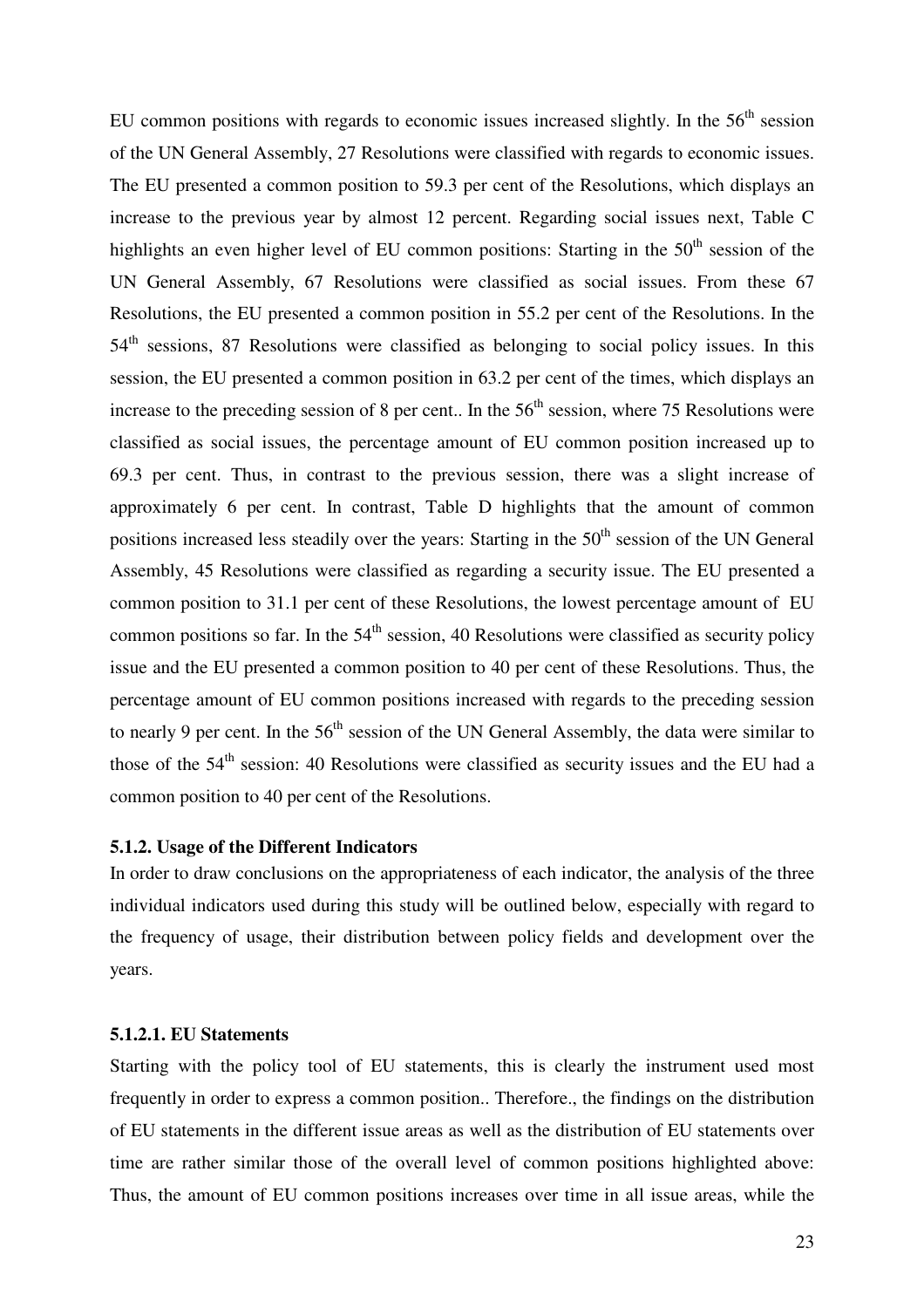EU common positions with regards to economic issues increased slightly. In the 56th session of the UN General Assembly, 27 Resolutions were classified with regards to economic issues. The EU presented a common position to 59.3 per cent of the Resolutions, which displays an increase to the previous year by almost 12 percent. Regarding social issues next, Table C highlights an even higher level of EU common positions: Starting in the 50th session of the UN General Assembly, 67 Resolutions were classified as social issues. From these 67 Resolutions, the EU presented a common position in 55.2 per cent of the Resolutions. In the 54th sessions, 87 Resolutions were classified as belonging to social policy issues. In this session, the EU presented a common position in 63.2 per cent of the times, which displays an increase to the preceding session of 8 per cent.. In the 56th session, where 75 Resolutions were classified as social issues, the percentage amount of EU common position increased up to 69.3 per cent. Thus, in contrast to the previous session, there was a slight increase of approximately 6 per cent. In contrast, Table D highlights that the amount of common positions increased less steadily over the years: Starting in the 50th session of the UN General Assembly, 45 Resolutions were classified as regarding a security issue. The EU presented a common position to 31.1 per cent of these Resolutions, the lowest percentage amount of EU common positions so far. In the 54th session, 40 Resolutions were classified as security policy issue and the EU presented a common position to 40 per cent of these Resolutions. Thus, the percentage amount of EU common positions increased with regards to the preceding session to nearly 9 per cent. In the 56th session of the UN General Assembly, the data were similar to those of the 54th session: 40 Resolutions were classified as security issues and the EU had a common position to 40 per cent of the Resolutions.

### 5.1.2. Usage of the Different Indicators

In order to draw conclusions on the appropriateness of each indicator, the analysis of the three individual indicators used during this study will be outlined below, especially with regard to the frequency of usage, their distribution between policy fields and development over the years.

#### 5.1.2.1. EU Statements

Starting with the policy tool of EU statements, this is clearly the instrument used most frequently in order to express a common position.. Therefore., the findings on the distribution of EU statements in the different issue areas as well as the distribution of EU statements over time are rather similar those of the overall level of common positions highlighted above: Thus, the amount of EU common positions increases over time in all issue areas, while the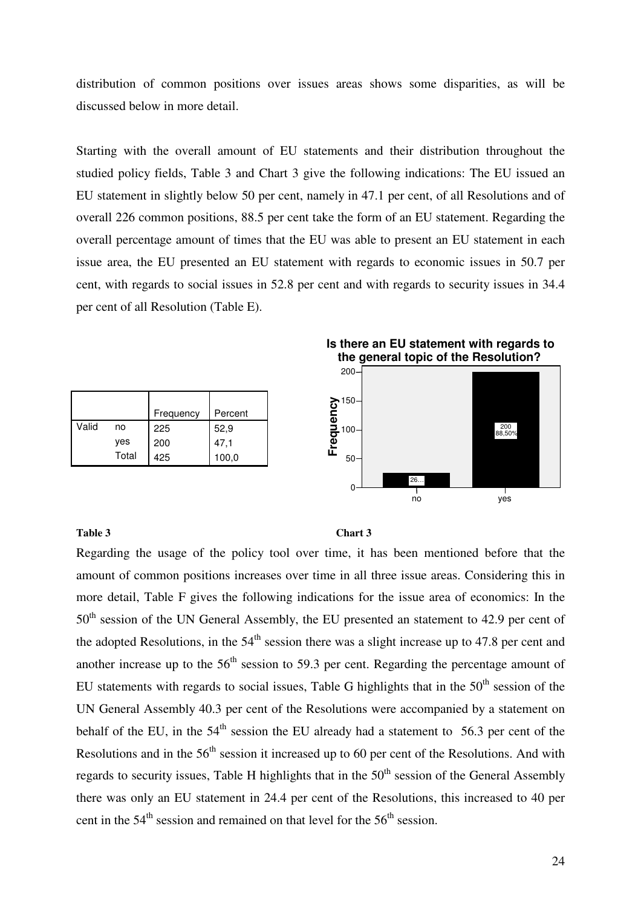distribution of common positions over issues areas shows some disparities, as will be discussed below in more detail.

Starting with the overall amount of EU statements and their distribution throughout the studied policy fields, Table 3 and Chart 3 give the following indications: The EU issued an EU statement in slightly below 50 per cent, namely in 47.1 per cent, of all Resolutions and of overall 226 common positions, 88.5 per cent take the form of an EU statement. Regarding the overall percentage amount of times that the EU was able to present an EU statement in each issue area, the EU presented an EU statement with regards to economic issues in 50.7 per cent, with regards to social issues in 52.8 per cent and with regards to security issues in 34.4 per cent of all Resolution (Table E).

| | | Frequency | Percent |
|---|---|---|---|
| Valid | no | 225 | 52,9 |
| | yes | 200 | 47,1 |
| | Total | 425 | 100,0 |

**Table 3**

**Is there an EU statement with regards to the general topic of the Resolution?**

**Chart 3**

Regarding the usage of the policy tool over time, it has been mentioned before that the amount of common positions increases over time in all three issue areas. Considering this in more detail, Table F gives the following indications for the issue area of economics: In the 50th session of the UN General Assembly, the EU presented an statement to 42.9 per cent of the adopted Resolutions, in the 54th session there was a slight increase up to 47.8 per cent and another increase up to the 56th session to 59.3 per cent. Regarding the percentage amount of EU statements with regards to social issues, Table G highlights that in the 50th session of the UN General Assembly 40.3 per cent of the Resolutions were accompanied by a statement on behalf of the EU, in the 54th session the EU already had a statement to 56.3 per cent of the Resolutions and in the 56th session it increased up to 60 per cent of the Resolutions. And with regards to security issues, Table H highlights that in the 50th session of the General Assembly there was only an EU statement in 24.4 per cent of the Resolutions, this increased to 40 per cent in the 54th session and remained on that level for the 56th session.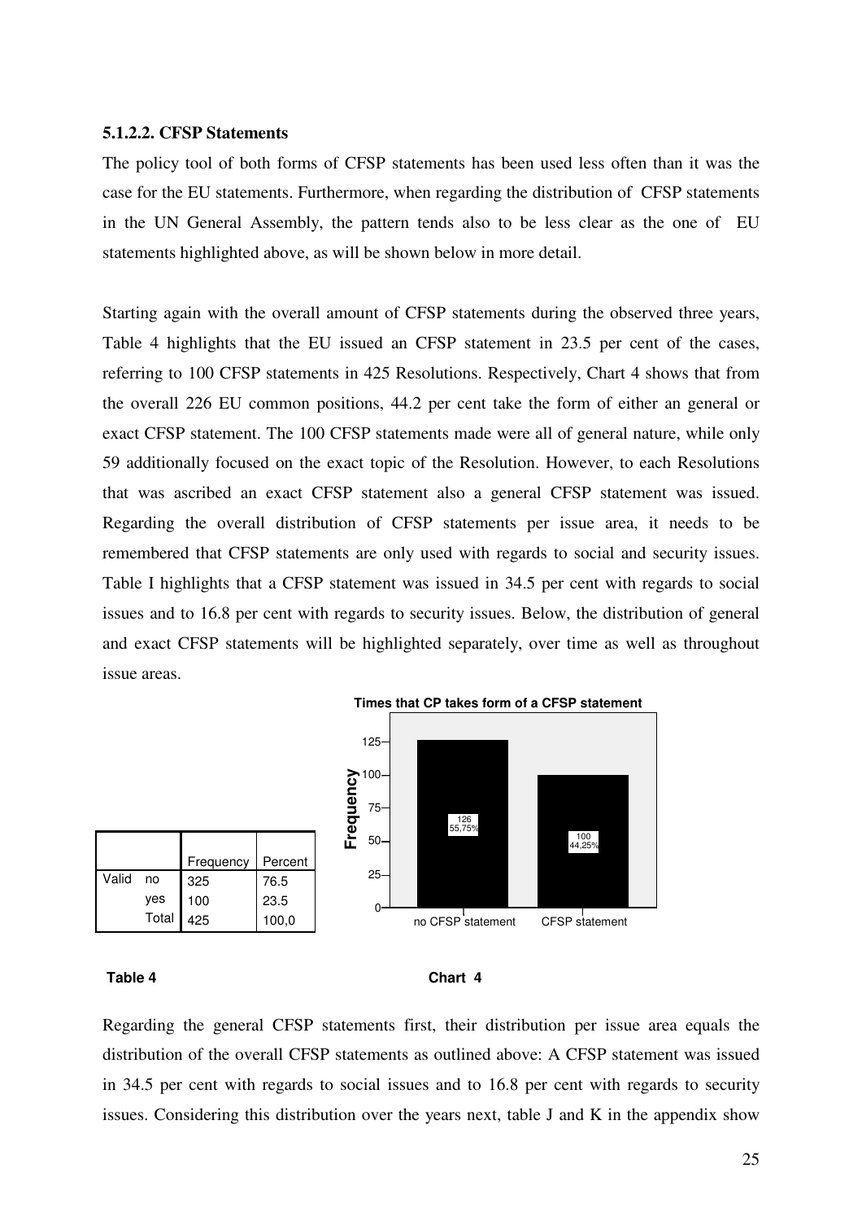### 5.1.2.2. CFSP Statements

The policy tool of both forms of CFSP statements has been used less often than it was the case for the EU statements. Furthermore, when regarding the distribution of CFSP statements in the UN General Assembly, the pattern tends also to be less clear as the one of EU statements highlighted above, as will be shown below in more detail.

Starting again with the overall amount of CFSP statements during the observed three years, Table 4 highlights that the EU issued an CFSP statement in 23.5 per cent of the cases, referring to 100 CFSP statements in 425 Resolutions. Respectively, Chart 4 shows that from the overall 226 EU common positions, 44.2 per cent take the form of either an general or exact CFSP statement. The 100 CFSP statements made were all of general nature, while only 59 additionally focused on the exact topic of the Resolution. However, to each Resolutions that was ascribed an exact CFSP statement also a general CFSP statement was issued. Regarding the overall distribution of CFSP statements per issue area, it needs to be remembered that CFSP statements are only used with regards to social and security issues. Table I highlights that a CFSP statement was issued in 34.5 per cent with regards to social issues and to 16.8 per cent with regards to security issues. Below, the distribution of general and exact CFSP statements will be highlighted separately, over time as well as throughout issue areas.

| | | Frequency | Percent |
|---|---|---|---|
| Valid | no | 325 | 76.5 |
| | yes | 100 | 23.5 |
| | Total | 425 | 100,0 |

**Table 4**

**Times that CP takes form of a CFSP statement**

| | Frequency | Percent |
|---|---|---|
| no CFSP statement | 126 | 55,75% |
| CFSP statement | 100 | 44,25% |

**Chart 4**

Regarding the general CFSP statements first, their distribution per issue area equals the distribution of the overall CFSP statements as outlined above: A CFSP statement was issued in 34.5 per cent with regards to social issues and to 16.8 per cent with regards to security issues. Considering this distribution over the years next, table J and K in the appendix show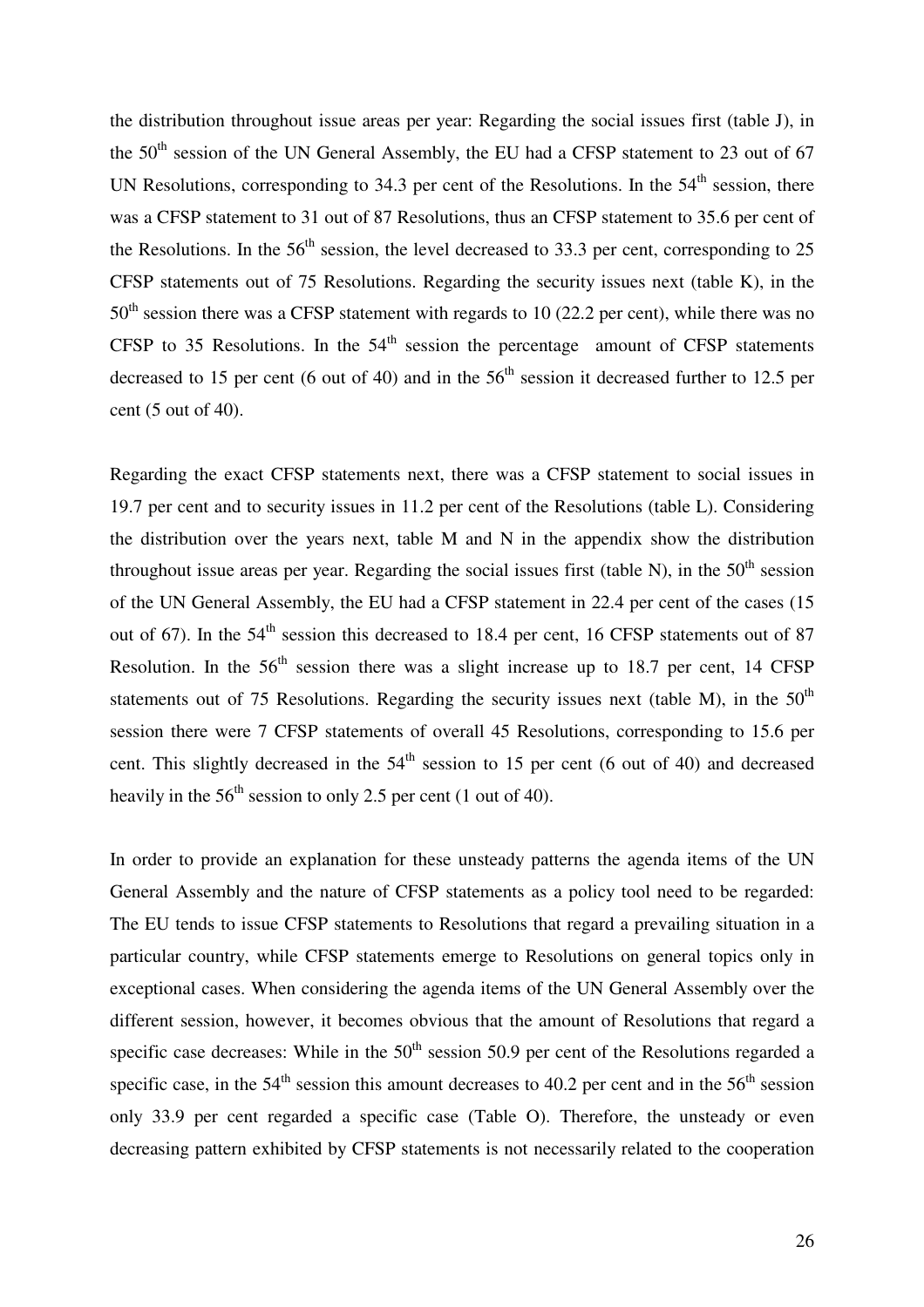the distribution throughout issue areas per year: Regarding the social issues first (table J), in the 50th session of the UN General Assembly, the EU had a CFSP statement to 23 out of 67 UN Resolutions, corresponding to 34.3 per cent of the Resolutions. In the 54th session, there was a CFSP statement to 31 out of 87 Resolutions, thus an CFSP statement to 35.6 per cent of the Resolutions. In the 56th session, the level decreased to 33.3 per cent, corresponding to 25 CFSP statements out of 75 Resolutions. Regarding the security issues next (table K), in the 50th session there was a CFSP statement with regards to 10 (22.2 per cent), while there was no CFSP to 35 Resolutions. In the 54th session the percentage amount of CFSP statements decreased to 15 per cent (6 out of 40) and in the 56th session it decreased further to 12.5 per cent (5 out of 40).

Regarding the exact CFSP statements next, there was a CFSP statement to social issues in 19.7 per cent and to security issues in 11.2 per cent of the Resolutions (table L). Considering the distribution over the years next, table M and N in the appendix show the distribution throughout issue areas per year. Regarding the social issues first (table N), in the 50th session of the UN General Assembly, the EU had a CFSP statement in 22.4 per cent of the cases (15 out of 67). In the 54th session this decreased to 18.4 per cent, 16 CFSP statements out of 87 Resolution. In the 56th session there was a slight increase up to 18.7 per cent, 14 CFSP statements out of 75 Resolutions. Regarding the security issues next (table M), in the 50th session there were 7 CFSP statements of overall 45 Resolutions, corresponding to 15.6 per cent. This slightly decreased in the 54th session to 15 per cent (6 out of 40) and decreased heavily in the 56th session to only 2.5 per cent (1 out of 40).

In order to provide an explanation for these unsteady patterns the agenda items of the UN General Assembly and the nature of CFSP statements as a policy tool need to be regarded: The EU tends to issue CFSP statements to Resolutions that regard a prevailing situation in a particular country, while CFSP statements emerge to Resolutions on general topics only in exceptional cases. When considering the agenda items of the UN General Assembly over the different session, however, it becomes obvious that the amount of Resolutions that regard a specific case decreases: While in the 50th session 50.9 per cent of the Resolutions regarded a specific case, in the 54th session this amount decreases to 40.2 per cent and in the 56th session only 33.9 per cent regarded a specific case (Table O). Therefore, the unsteady or even decreasing pattern exhibited by CFSP statements is not necessarily related to the cooperation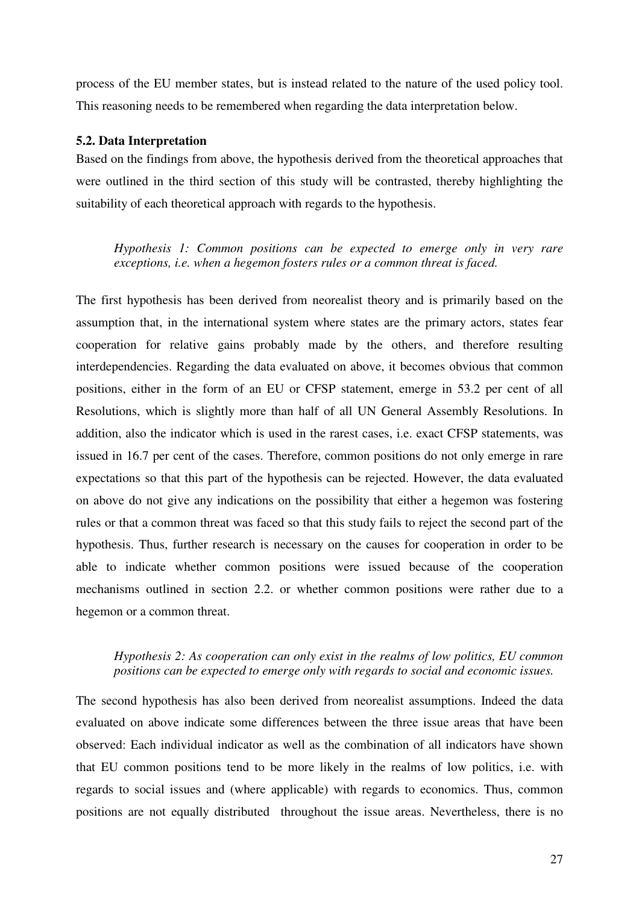process of the EU member states, but is instead related to the nature of the used policy tool. This reasoning needs to be remembered when regarding the data interpretation below.

### 5.2. Data Interpretation

Based on the findings from above, the hypothesis derived from the theoretical approaches that were outlined in the third section of this study will be contrasted, thereby highlighting the suitability of each theoretical approach with regards to the hypothesis.

> *Hypothesis 1: Common positions can be expected to emerge only in very rare exceptions, i.e. when a hegemon fosters rules or a common threat is faced.*

The first hypothesis has been derived from neorealist theory and is primarily based on the assumption that, in the international system where states are the primary actors, states fear cooperation for relative gains probably made by the others, and therefore resulting interdependencies. Regarding the data evaluated on above, it becomes obvious that common positions, either in the form of an EU or CFSP statement, emerge in 53.2 per cent of all Resolutions, which is slightly more than half of all UN General Assembly Resolutions. In addition, also the indicator which is used in the rarest cases, i.e. exact CFSP statements, was issued in 16.7 per cent of the cases. Therefore, common positions do not only emerge in rare expectations so that this part of the hypothesis can be rejected. However, the data evaluated on above do not give any indications on the possibility that either a hegemon was fostering rules or that a common threat was faced so that this study fails to reject the second part of the hypothesis. Thus, further research is necessary on the causes for cooperation in order to be able to indicate whether common positions were issued because of the cooperation mechanisms outlined in section 2.2. or whether common positions were rather due to a hegemon or a common threat.

> *Hypothesis 2: As cooperation can only exist in the realms of low politics, EU common positions can be expected to emerge only with regards to social and economic issues.*

The second hypothesis has also been derived from neorealist assumptions. Indeed the data evaluated on above indicate some differences between the three issue areas that have been observed: Each individual indicator as well as the combination of all indicators have shown that EU common positions tend to be more likely in the realms of low politics, i.e. with regards to social issues and (where applicable) with regards to economics. Thus, common positions are not equally distributed throughout the issue areas. Nevertheless, there is no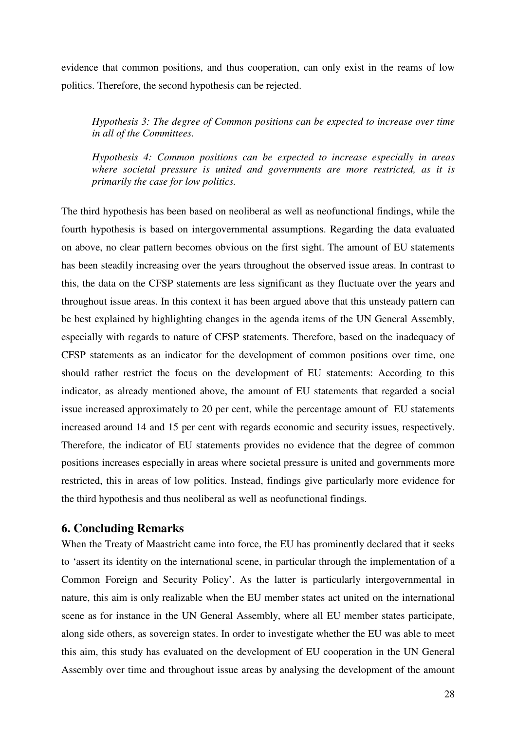evidence that common positions, and thus cooperation, can only exist in the reams of low politics. Therefore, the second hypothesis can be rejected.

> *Hypothesis 3: The degree of Common positions can be expected to increase over time in all of the Committees.*
>
> *Hypothesis 4: Common positions can be expected to increase especially in areas where societal pressure is united and governments are more restricted, as it is primarily the case for low politics.*

The third hypothesis has been based on neoliberal as well as neofunctional findings, while the fourth hypothesis is based on intergovernmental assumptions. Regarding the data evaluated on above, no clear pattern becomes obvious on the first sight. The amount of EU statements has been steadily increasing over the years throughout the observed issue areas. In contrast to this, the data on the CFSP statements are less significant as they fluctuate over the years and throughout issue areas. In this context it has been argued above that this unsteady pattern can be best explained by highlighting changes in the agenda items of the UN General Assembly, especially with regards to nature of CFSP statements. Therefore, based on the inadequacy of CFSP statements as an indicator for the development of common positions over time, one should rather restrict the focus on the development of EU statements: According to this indicator, as already mentioned above, the amount of EU statements that regarded a social issue increased approximately to 20 per cent, while the percentage amount of EU statements increased around 14 and 15 per cent with regards economic and security issues, respectively. Therefore, the indicator of EU statements provides no evidence that the degree of common positions increases especially in areas where societal pressure is united and governments more restricted, this in areas of low politics. Instead, findings give particularly more evidence for the third hypothesis and thus neoliberal as well as neofunctional findings.

## 6. Concluding Remarks

When the Treaty of Maastricht came into force, the EU has prominently declared that it seeks to 'assert its identity on the international scene, in particular through the implementation of a Common Foreign and Security Policy'. As the latter is particularly intergovernmental in nature, this aim is only realizable when the EU member states act united on the international scene as for instance in the UN General Assembly, where all EU member states participate, along side others, as sovereign states. In order to investigate whether the EU was able to meet this aim, this study has evaluated on the development of EU cooperation in the UN General Assembly over time and throughout issue areas by analysing the development of the amount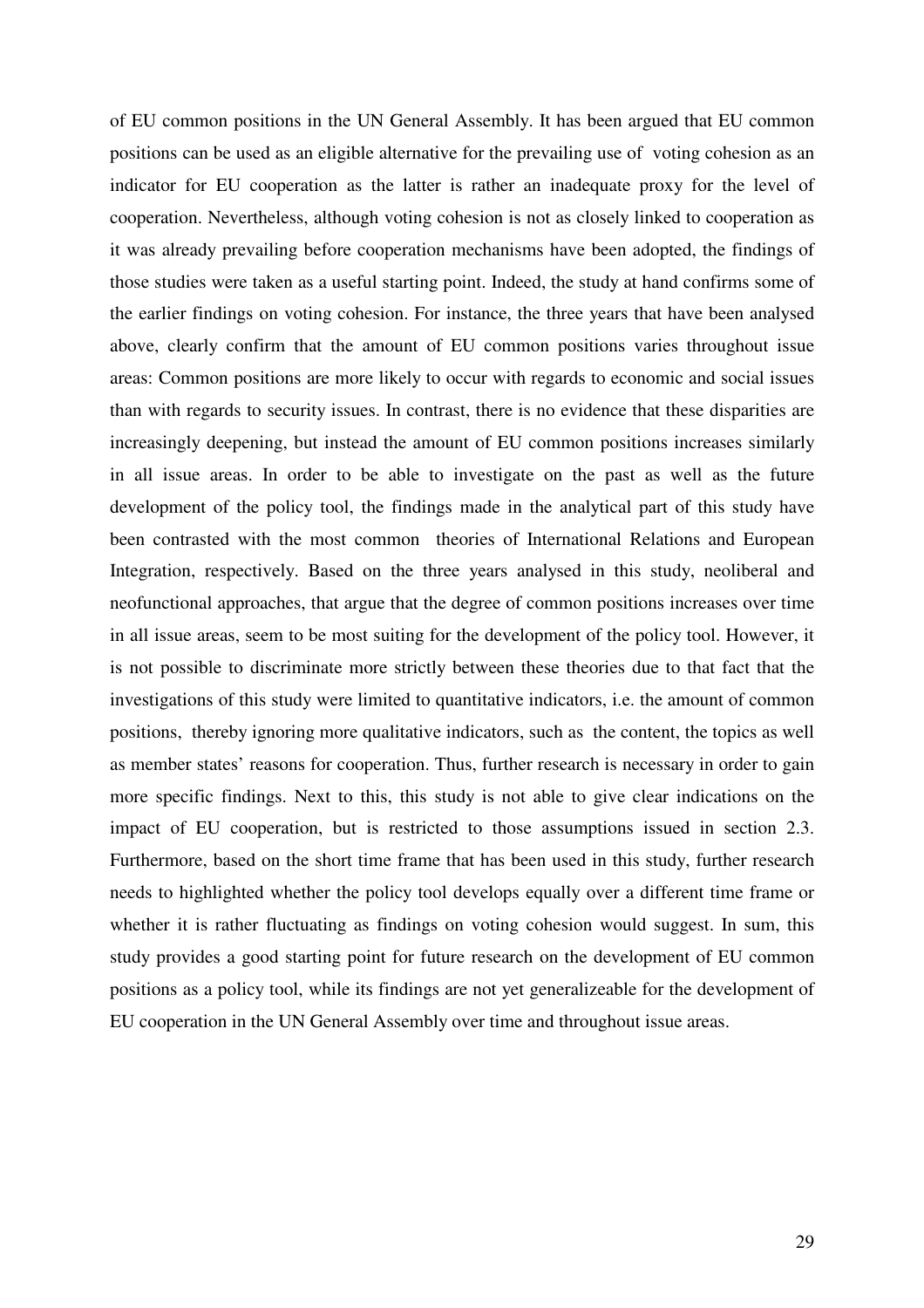of EU common positions in the UN General Assembly. It has been argued that EU common positions can be used as an eligible alternative for the prevailing use of voting cohesion as an indicator for EU cooperation as the latter is rather an inadequate proxy for the level of cooperation. Nevertheless, although voting cohesion is not as closely linked to cooperation as it was already prevailing before cooperation mechanisms have been adopted, the findings of those studies were taken as a useful starting point. Indeed, the study at hand confirms some of the earlier findings on voting cohesion. For instance, the three years that have been analysed above, clearly confirm that the amount of EU common positions varies throughout issue areas: Common positions are more likely to occur with regards to economic and social issues than with regards to security issues. In contrast, there is no evidence that these disparities are increasingly deepening, but instead the amount of EU common positions increases similarly in all issue areas. In order to be able to investigate on the past as well as the future development of the policy tool, the findings made in the analytical part of this study have been contrasted with the most common theories of International Relations and European Integration, respectively. Based on the three years analysed in this study, neoliberal and neofunctional approaches, that argue that the degree of common positions increases over time in all issue areas, seem to be most suiting for the development of the policy tool. However, it is not possible to discriminate more strictly between these theories due to that fact that the investigations of this study were limited to quantitative indicators, i.e. the amount of common positions, thereby ignoring more qualitative indicators, such as the content, the topics as well as member states' reasons for cooperation. Thus, further research is necessary in order to gain more specific findings. Next to this, this study is not able to give clear indications on the impact of EU cooperation, but is restricted to those assumptions issued in section 2.3. Furthermore, based on the short time frame that has been used in this study, further research needs to highlighted whether the policy tool develops equally over a different time frame or whether it is rather fluctuating as findings on voting cohesion would suggest. In sum, this study provides a good starting point for future research on the development of EU common positions as a policy tool, while its findings are not yet generalizeable for the development of EU cooperation in the UN General Assembly over time and throughout issue areas.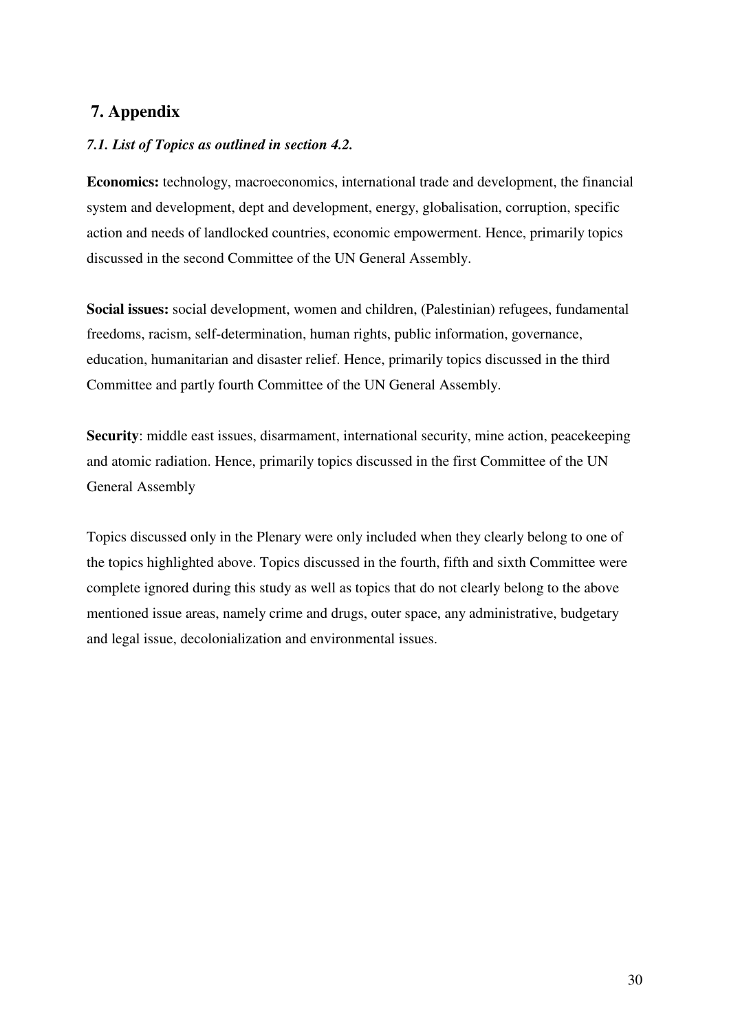## 7. Appendix

### *7.1. List of Topics as outlined in section 4.2.*

**Economics:** technology, macroeconomics, international trade and development, the financial system and development, dept and development, energy, globalisation, corruption, specific action and needs of landlocked countries, economic empowerment. Hence, primarily topics discussed in the second Committee of the UN General Assembly.

**Social issues:** social development, women and children, (Palestinian) refugees, fundamental freedoms, racism, self-determination, human rights, public information, governance, education, humanitarian and disaster relief. Hence, primarily topics discussed in the third Committee and partly fourth Committee of the UN General Assembly.

**Security**: middle east issues, disarmament, international security, mine action, peacekeeping and atomic radiation. Hence, primarily topics discussed in the first Committee of the UN General Assembly

Topics discussed only in the Plenary were only included when they clearly belong to one of the topics highlighted above. Topics discussed in the fourth, fifth and sixth Committee were complete ignored during this study as well as topics that do not clearly belong to the above mentioned issue areas, namely crime and drugs, outer space, any administrative, budgetary and legal issue, decolonialization and environmental issues.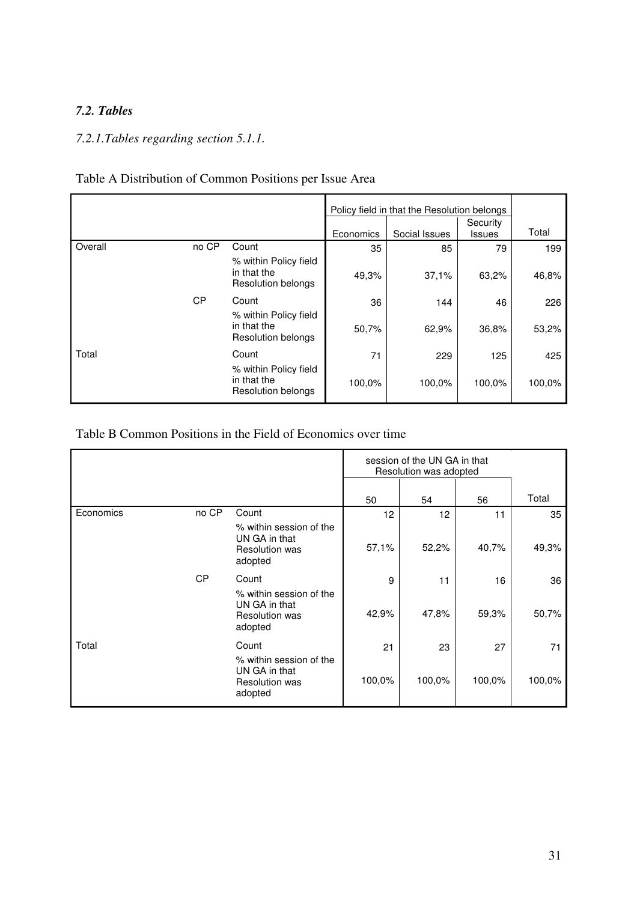### *7.2. Tables*

*7.2.1.Tables regarding section 5.1.1.*

Table A Distribution of Common Positions per Issue Area

| | | | Policy field in that the Resolution belongs | | | |
|---|---|---|---|---|---|---|
| | | | Economics | Social Issues | Security Issues | Total |
| Overall | no CP | Count | 35 | 85 | 79 | 199 |
| | | % within Policy field in that the Resolution belongs | 49,3% | 37,1% | 63,2% | 46,8% |
| | CP | Count | 36 | 144 | 46 | 226 |
| | | % within Policy field in that the Resolution belongs | 50,7% | 62,9% | 36,8% | 53,2% |
| Total | | Count | 71 | 229 | 125 | 425 |
| | | % within Policy field in that the Resolution belongs | 100,0% | 100,0% | 100,0% | 100,0% |

Table B Common Positions in the Field of Economics over time

| | | | session of the UN GA in that Resolution was adopted | | | |
|---|---|---|---|---|---|---|
| | | | 50 | 54 | 56 | Total |
| Economics | no CP | Count | 12 | 12 | 11 | 35 |
| | | % within session of the UN GA in that Resolution was adopted | 57,1% | 52,2% | 40,7% | 49,3% |
| | CP | Count | 9 | 11 | 16 | 36 |
| | | % within session of the UN GA in that Resolution was adopted | 42,9% | 47,8% | 59,3% | 50,7% |
| Total | | Count | 21 | 23 | 27 | 71 |
| | | % within session of the UN GA in that Resolution was adopted | 100,0% | 100,0% | 100,0% | 100,0% |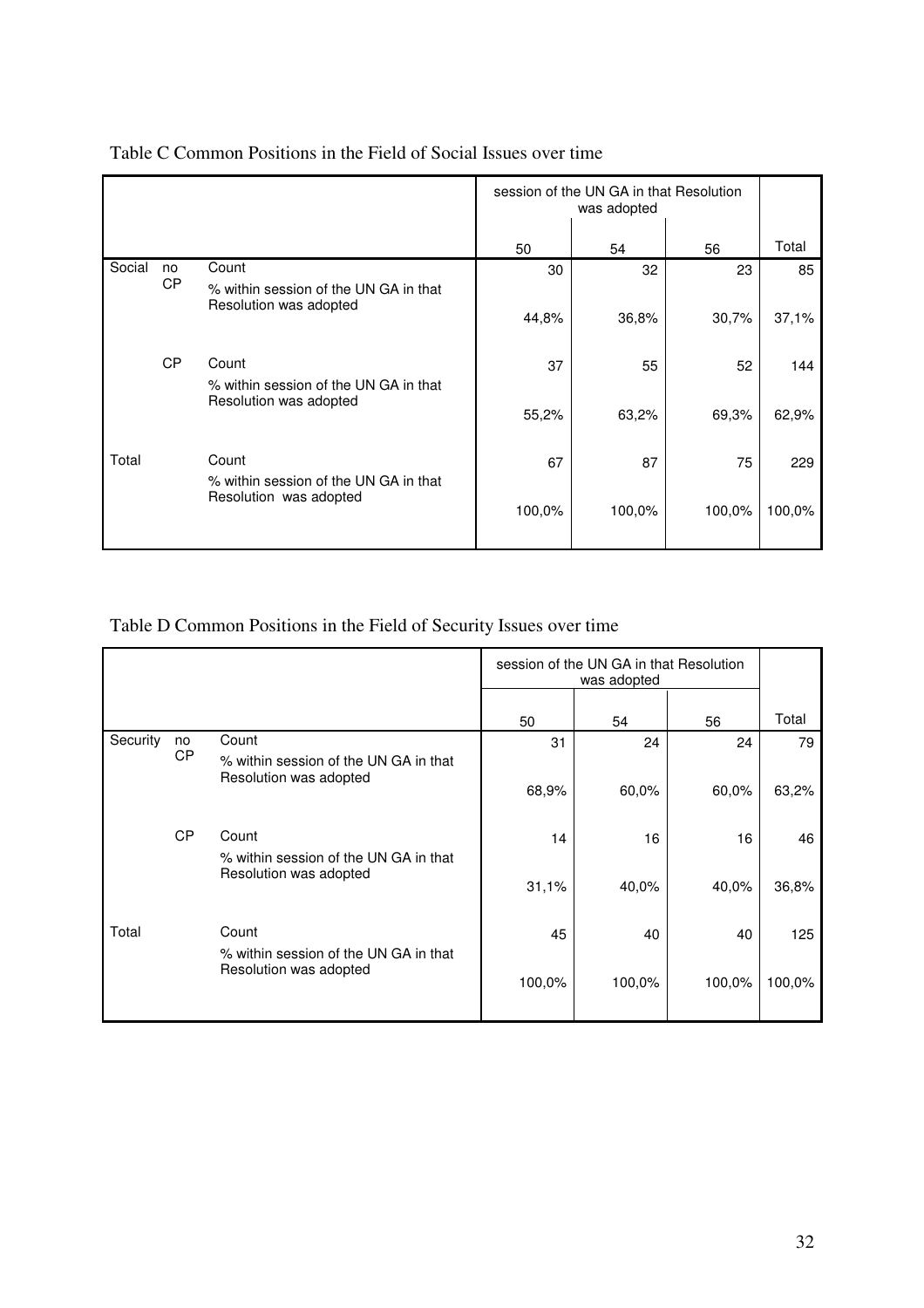Table C Common Positions in the Field of Social Issues over time

| | | | session of the UN GA in that Resolution was adopted | | | |
|---|---|---|---|---|---|---|
| | | | 50 | 54 | 56 | Total |
| Social | no CP | Count | 30 | 32 | 23 | 85 |
| | | % within session of the UN GA in that Resolution was adopted | 44,8% | 36,8% | 30,7% | 37,1% |
| | CP | Count | 37 | 55 | 52 | 144 |
| | | % within session of the UN GA in that Resolution was adopted | 55,2% | 63,2% | 69,3% | 62,9% |
| Total | | Count | 67 | 87 | 75 | 229 |
| | | % within session of the UN GA in that Resolution was adopted | 100,0% | 100,0% | 100,0% | 100,0% |

Table D Common Positions in the Field of Security Issues over time

| | | | session of the UN GA in that Resolution was adopted | | | |
|---|---|---|---|---|---|---|
| | | | 50 | 54 | 56 | Total |
| Security | no CP | Count | 31 | 24 | 24 | 79 |
| | | % within session of the UN GA in that Resolution was adopted | 68,9% | 60,0% | 60,0% | 63,2% |
| | CP | Count | 14 | 16 | 16 | 46 |
| | | % within session of the UN GA in that Resolution was adopted | 31,1% | 40,0% | 40,0% | 36,8% |
| Total | | Count | 45 | 40 | 40 | 125 |
| | | % within session of the UN GA in that Resolution was adopted | 100,0% | 100,0% | 100,0% | 100,0% |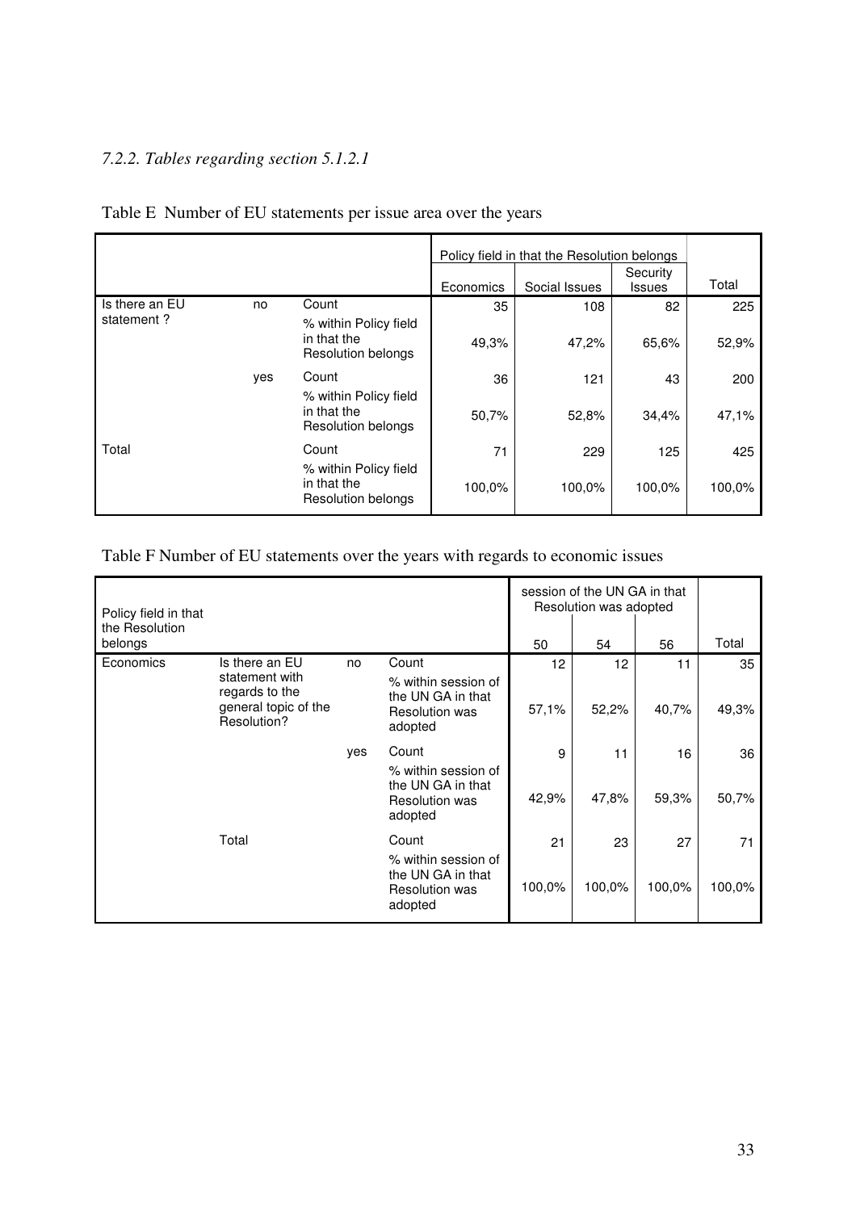*7.2.2. Tables regarding section 5.1.2.1*

Table E Number of EU statements per issue area over the years

| | | | Policy field in that the Resolution belongs | | | |
|---|---|---|---|---|---|---|
| | | | Economics | Social Issues | Security Issues | Total |
| Is there an EU statement ? | no | Count | 35 | 108 | 82 | 225 |
| | | % within Policy field in that the Resolution belongs | 49,3% | 47,2% | 65,6% | 52,9% |
| | yes | Count | 36 | 121 | 43 | 200 |
| | | % within Policy field in that the Resolution belongs | 50,7% | 52,8% | 34,4% | 47,1% |
| Total | | Count | 71 | 229 | 125 | 425 |
| | | % within Policy field in that the Resolution belongs | 100,0% | 100,0% | 100,0% | 100,0% |

Table F Number of EU statements over the years with regards to economic issues

| Policy field in that the Resolution belongs | | | | session of the UN GA in that Resolution was adopted | | | |
|---|---|---|---|---|---|---|---|
| | | | | 50 | 54 | 56 | Total |
| Economics | Is there an EU statement with regards to the general topic of the Resolution? | no | Count | 12 | 12 | 11 | 35 |
| | | | % within session of the UN GA in that Resolution was adopted | 57,1% | 52,2% | 40,7% | 49,3% |
| | | yes | Count | 9 | 11 | 16 | 36 |
| | | | % within session of the UN GA in that Resolution was adopted | 42,9% | 47,8% | 59,3% | 50,7% |
| | Total | | Count | 21 | 23 | 27 | 71 |
| | | | % within session of the UN GA in that Resolution was adopted | 100,0% | 100,0% | 100,0% | 100,0% |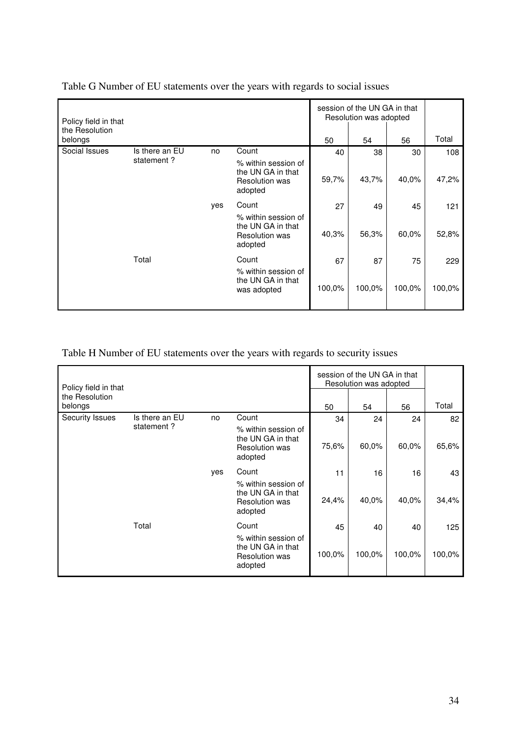Table G Number of EU statements over the years with regards to social issues

| Policy field in that the Resolution belongs | | | | session of the UN GA in that Resolution was adopted | | | Total |
|---|---|---|---|---|---|---|---|
| | | | | 50 | 54 | 56 | |
| Social Issues | Is there an EU statement ? | no | Count | 40 | 38 | 30 | 108 |
| | | | % within session of the UN GA in that Resolution was adopted | 59,7% | 43,7% | 40,0% | 47,2% |
| | | yes | Count | 27 | 49 | 45 | 121 |
| | | | % within session of the UN GA in that Resolution was adopted | 40,3% | 56,3% | 60,0% | 52,8% |
| | Total | | Count | 67 | 87 | 75 | 229 |
| | | | % within session of the UN GA in that was adopted | 100,0% | 100,0% | 100,0% | 100,0% |

Table H Number of EU statements over the years with regards to security issues

| Policy field in that the Resolution belongs | | | | session of the UN GA in that Resolution was adopted | | | Total |
|---|---|---|---|---|---|---|---|
| | | | | 50 | 54 | 56 | |
| Security Issues | Is there an EU statement ? | no | Count | 34 | 24 | 24 | 82 |
| | | | % within session of the UN GA in that Resolution was adopted | 75,6% | 60,0% | 60,0% | 65,6% |
| | | yes | Count | 11 | 16 | 16 | 43 |
| | | | % within session of the UN GA in that Resolution was adopted | 24,4% | 40,0% | 40,0% | 34,4% |
| | Total | | Count | 45 | 40 | 40 | 125 |
| | | | % within session of the UN GA in that Resolution was adopted | 100,0% | 100,0% | 100,0% | 100,0% |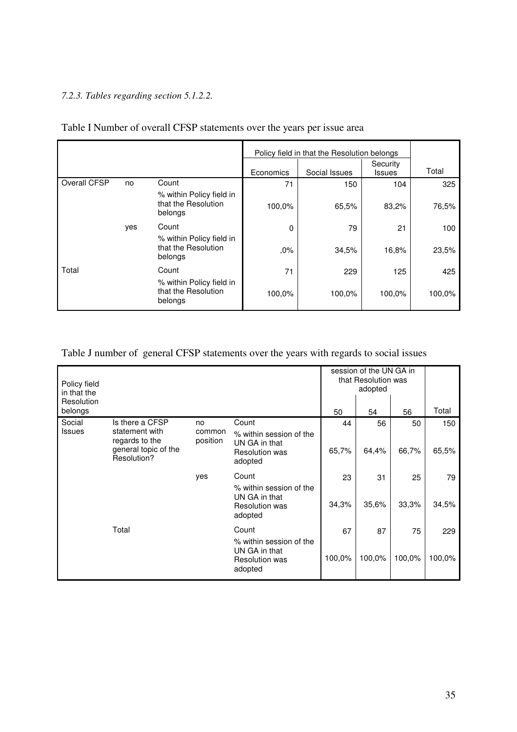*7.2.3. Tables regarding section 5.1.2.2.*

Table I Number of overall CFSP statements over the years per issue area

| | | | Policy field in that the Resolution belongs | | | |
|---|---|---|---|---|---|---|
| | | | Economics | Social Issues | Security Issues | Total |
| Overall CFSP | no | Count | 71 | 150 | 104 | 325 |
| | | % within Policy field in that the Resolution belongs | 100,0% | 65,5% | 83,2% | 76,5% |
| | yes | Count | 0 | 79 | 21 | 100 |
| | | % within Policy field in that the Resolution belongs | ,0% | 34,5% | 16,8% | 23,5% |
| Total | | Count | 71 | 229 | 125 | 425 |
| | | % within Policy field in that the Resolution belongs | 100,0% | 100,0% | 100,0% | 100,0% |

Table J number of general CFSP statements over the years with regards to social issues

| Policy field in that the Resolution belongs | | | | session of the UN GA in that Resolution was adopted | | | |
|---|---|---|---|---|---|---|---|
| | | | | 50 | 54 | 56 | Total |
| Social Issues | Is there a CFSP statement with regards to the general topic of the Resolution? | no common position | Count | 44 | 56 | 50 | 150 |
| | | | % within session of the UN GA in that Resolution was adopted | 65,7% | 64,4% | 66,7% | 65,5% |
| | | yes | Count | 23 | 31 | 25 | 79 |
| | | | % within session of the UN GA in that Resolution was adopted | 34,3% | 35,6% | 33,3% | 34,5% |
| | Total | | Count | 67 | 87 | 75 | 229 |
| | | | % within session of the UN GA in that Resolution was adopted | 100,0% | 100,0% | 100,0% | 100,0% |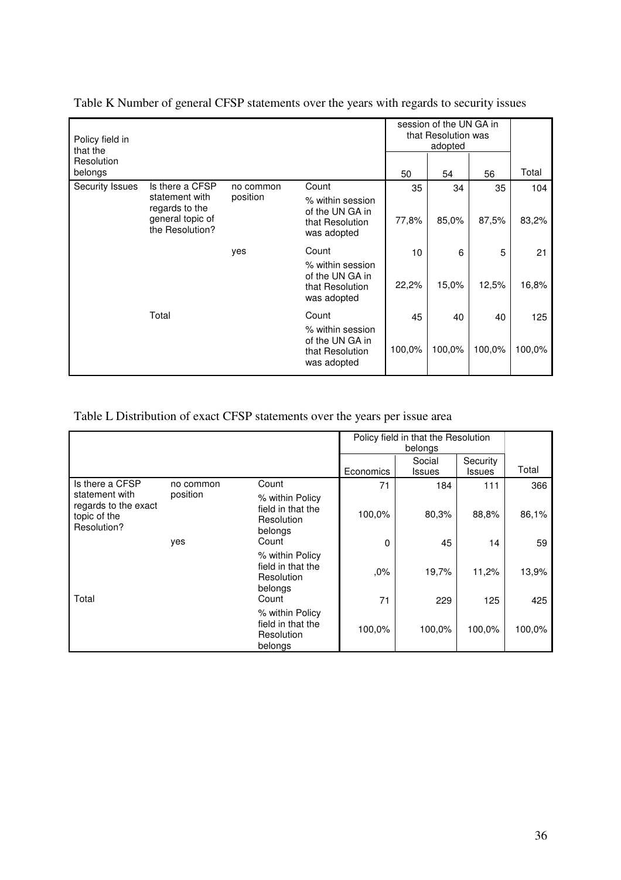Table K Number of general CFSP statements over the years with regards to security issues

| Policy field in that the Resolution belongs | | | | session of the UN GA in that Resolution was adopted | | | Total |
|---|---|---|---|---|---|---|---|
| | | | | 50 | 54 | 56 | |
| Security Issues | Is there a CFSP statement with regards to the general topic of the Resolution? | no common position | Count | 35 | 34 | 35 | 104 |
| | | | % within session of the UN GA in that Resolution was adopted | 77,8% | 85,0% | 87,5% | 83,2% |
| | | yes | Count | 10 | 6 | 5 | 21 |
| | | | % within session of the UN GA in that Resolution was adopted | 22,2% | 15,0% | 12,5% | 16,8% |
| | Total | | Count | 45 | 40 | 40 | 125 |
| | | | % within session of the UN GA in that Resolution was adopted | 100,0% | 100,0% | 100,0% | 100,0% |

Table L Distribution of exact CFSP statements over the years per issue area

| | | | Policy field in that the Resolution belongs | | | Total |
|---|---|---|---|---|---|---|
| | | | Economics | Social Issues | Security Issues | |
| Is there a CFSP statement with regards to the exact topic of the Resolution? | no common position | Count | 71 | 184 | 111 | 366 |
| | | % within Policy field in that the Resolution belongs | 100,0% | 80,3% | 88,8% | 86,1% |
| | yes | Count | 0 | 45 | 14 | 59 |
| | | % within Policy field in that the Resolution belongs | ,0% | 19,7% | 11,2% | 13,9% |
| Total | | Count | 71 | 229 | 125 | 425 |
| | | % within Policy field in that the Resolution belongs | 100,0% | 100,0% | 100,0% | 100,0% |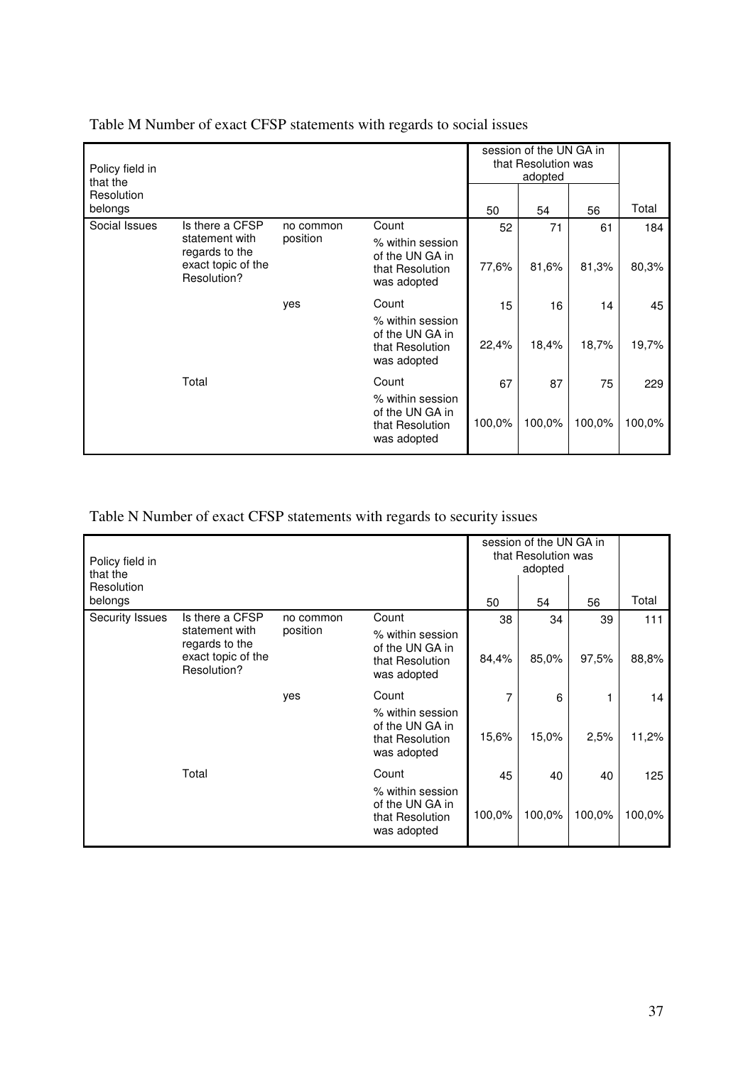Table M Number of exact CFSP statements with regards to social issues

| Policy field in that the Resolution belongs | | | | session of the UN GA in that Resolution was adopted | | | Total |
|---|---|---|---|---|---|---|---|
| | | | | 50 | 54 | 56 | |
| Social Issues | Is there a CFSP statement with regards to the exact topic of the Resolution? | no common position | Count | 52 | 71 | 61 | 184 |
| | | | % within session of the UN GA in that Resolution was adopted | 77,6% | 81,6% | 81,3% | 80,3% |
| | | yes | Count | 15 | 16 | 14 | 45 |
| | | | % within session of the UN GA in that Resolution was adopted | 22,4% | 18,4% | 18,7% | 19,7% |
| | Total | | Count | 67 | 87 | 75 | 229 |
| | | | % within session of the UN GA in that Resolution was adopted | 100,0% | 100,0% | 100,0% | 100,0% |

Table N Number of exact CFSP statements with regards to security issues

| Policy field in that the Resolution belongs | | | | session of the UN GA in that Resolution was adopted | | | Total |
|---|---|---|---|---|---|---|---|
| | | | | 50 | 54 | 56 | |
| Security Issues | Is there a CFSP statement with regards to the exact topic of the Resolution? | no common position | Count | 38 | 34 | 39 | 111 |
| | | | % within session of the UN GA in that Resolution was adopted | 84,4% | 85,0% | 97,5% | 88,8% |
| | | yes | Count | 7 | 6 | 1 | 14 |
| | | | % within session of the UN GA in that Resolution was adopted | 15,6% | 15,0% | 2,5% | 11,2% |
| | Total | | Count | 45 | 40 | 40 | 125 |
| | | | % within session of the UN GA in that Resolution was adopted | 100,0% | 100,0% | 100,0% | 100,0% |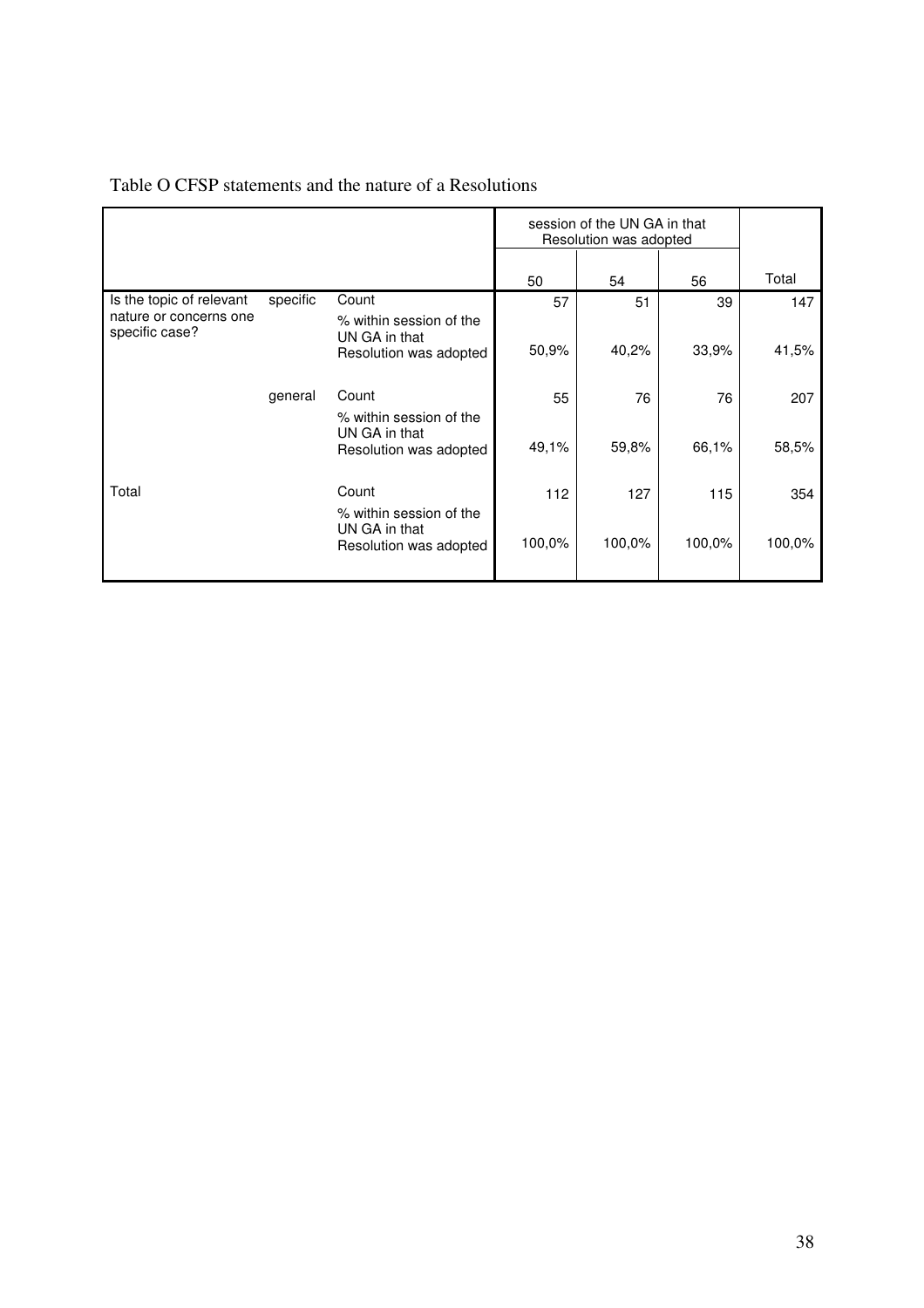Table O CFSP statements and the nature of a Resolutions

| | | | session of the UN GA in that Resolution was adopted | | | |
|---|---|---|---|---|---|---|
| | | | 50 | 54 | 56 | Total |
| Is the topic of relevant nature or concerns one specific case? | specific | Count | 57 | 51 | 39 | 147 |
| | | % within session of the UN GA in that Resolution was adopted | 50,9% | 40,2% | 33,9% | 41,5% |
| | general | Count | 55 | 76 | 76 | 207 |
| | | % within session of the UN GA in that Resolution was adopted | 49,1% | 59,8% | 66,1% | 58,5% |
| Total | | Count | 112 | 127 | 115 | 354 |
| | | % within session of the UN GA in that Resolution was adopted | 100,0% | 100,0% | 100,0% | 100,0% |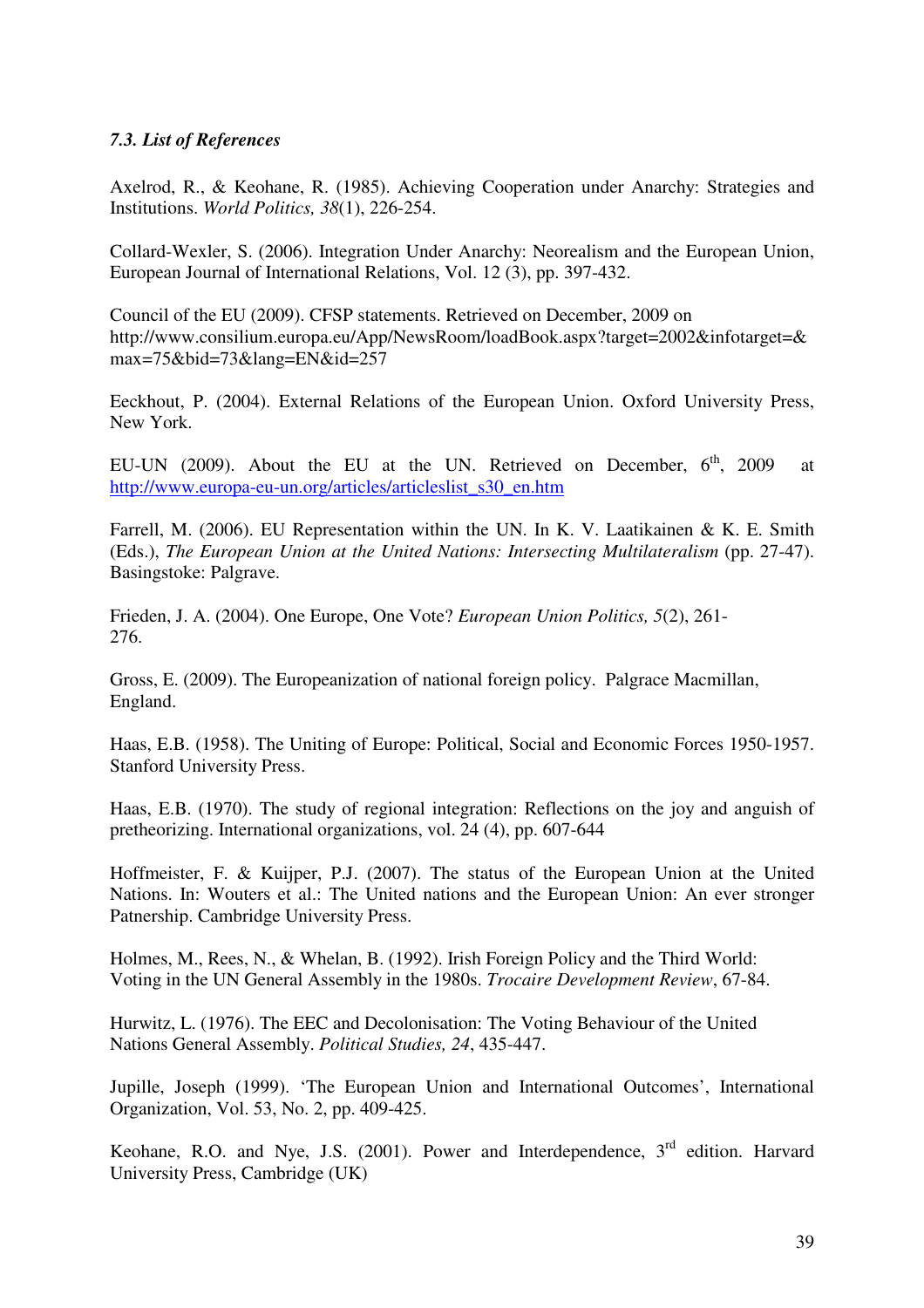### *7.3. List of References*

Axelrod, R., & Keohane, R. (1985). Achieving Cooperation under Anarchy: Strategies and Institutions. *World Politics, 38*(1), 226-254.

Collard-Wexler, S. (2006). Integration Under Anarchy: Neorealism and the European Union, European Journal of International Relations, Vol. 12 (3), pp. 397-432.

Council of the EU (2009). CFSP statements. Retrieved on December, 2009 on http://www.consilium.europa.eu/App/NewsRoom/loadBook.aspx?target=2002&infotarget=&max=75&bid=73&lang=EN&id=257

Eeckhout, P. (2004). External Relations of the European Union. Oxford University Press, New York.

EU-UN (2009). About the EU at the UN. Retrieved on December, 6th, 2009 at http://www.europa-eu-un.org/articles/articleslist_s30_en.htm

Farrell, M. (2006). EU Representation within the UN. In K. V. Laatikainen & K. E. Smith (Eds.), *The European Union at the United Nations: Intersecting Multilateralism* (pp. 27-47). Basingstoke: Palgrave.

Frieden, J. A. (2004). One Europe, One Vote? *European Union Politics, 5*(2), 261-276.

Gross, E. (2009). The Europeanization of national foreign policy. Palgrace Macmillan, England.

Haas, E.B. (1958). The Uniting of Europe: Political, Social and Economic Forces 1950-1957. Stanford University Press.

Haas, E.B. (1970). The study of regional integration: Reflections on the joy and anguish of pretheorizing. International organizations, vol. 24 (4), pp. 607-644

Hoffmeister, F. & Kuijper, P.J. (2007). The status of the European Union at the United Nations. In: Wouters et al.: The United nations and the European Union: An ever stronger Patnership. Cambridge University Press.

Holmes, M., Rees, N., & Whelan, B. (1992). Irish Foreign Policy and the Third World: Voting in the UN General Assembly in the 1980s. *Trocaire Development Review*, 67-84.

Hurwitz, L. (1976). The EEC and Decolonisation: The Voting Behaviour of the United Nations General Assembly. *Political Studies, 24*, 435-447.

Jupille, Joseph (1999). 'The European Union and International Outcomes', International Organization, Vol. 53, No. 2, pp. 409-425.

Keohane, R.O. and Nye, J.S. (2001). Power and Interdependence, 3rd edition. Harvard University Press, Cambridge (UK)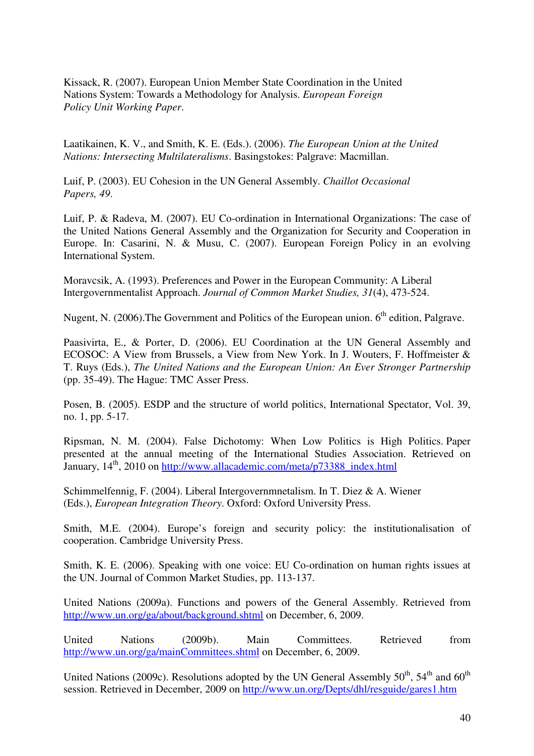Kissack, R. (2007). European Union Member State Coordination in the United Nations System: Towards a Methodology for Analysis. *European Foreign Policy Unit Working Paper*.

Laatikainen, K. V., and Smith, K. E. (Eds.). (2006). *The European Union at the United Nations: Intersecting Multilateralisms*. Basingstokes: Palgrave: Macmillan.

Luif, P. (2003). EU Cohesion in the UN General Assembly. *Chaillot Occasional Papers, 49*.

Luif, P. & Radeva, M. (2007). EU Co-ordination in International Organizations: The case of the United Nations General Assembly and the Organization for Security and Cooperation in Europe. In: Casarini, N. & Musu, C. (2007). European Foreign Policy in an evolving International System.

Moravcsik, A. (1993). Preferences and Power in the European Community: A Liberal Intergovernmentalist Approach. *Journal of Common Market Studies, 31*(4), 473-524.

Nugent, N. (2006).The Government and Politics of the European union. 6th edition, Palgrave.

Paasivirta, E., & Porter, D. (2006). EU Coordination at the UN General Assembly and ECOSOC: A View from Brussels, a View from New York. In J. Wouters, F. Hoffmeister & T. Ruys (Eds.), *The United Nations and the European Union: An Ever Stronger Partnership* (pp. 35-49). The Hague: TMC Asser Press.

Posen, B. (2005). ESDP and the structure of world politics, International Spectator, Vol. 39, no. 1, pp. 5-17.

Ripsman, N. M. (2004). False Dichotomy: When Low Politics is High Politics. Paper presented at the annual meeting of the International Studies Association. Retrieved on January, 14th, 2010 on http://www.allacademic.com/meta/p73388_index.html

Schimmelfennig, F. (2004). Liberal Intergovernmnetalism. In T. Diez & A. Wiener (Eds.), *European Integration Theory*. Oxford: Oxford University Press.

Smith, M.E. (2004). Europe's foreign and security policy: the institutionalisation of cooperation. Cambridge University Press.

Smith, K. E. (2006). Speaking with one voice: EU Co-ordination on human rights issues at the UN. Journal of Common Market Studies, pp. 113-137.

United Nations (2009a). Functions and powers of the General Assembly. Retrieved from http://www.un.org/ga/about/background.shtml on December, 6, 2009.

United Nations (2009b). Main Committees. Retrieved from http://www.un.org/ga/mainCommittees.shtml on December, 6, 2009.

United Nations (2009c). Resolutions adopted by the UN General Assembly 50th, 54th and 60th session. Retrieved in December, 2009 on http://www.un.org/Depts/dhl/resguide/gares1.htm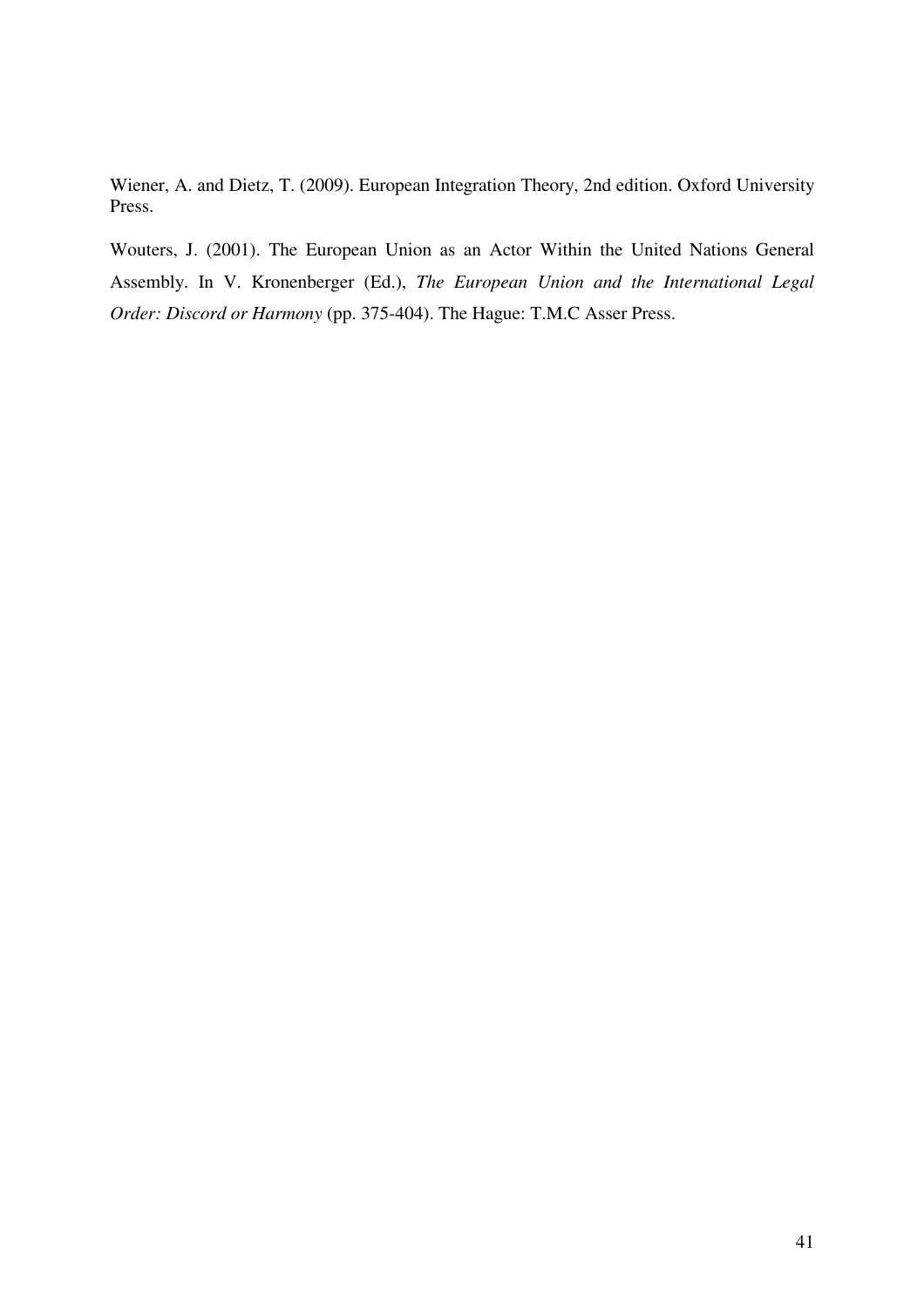Wiener, A. and Dietz, T. (2009). European Integration Theory, 2nd edition. Oxford University Press.

Wouters, J. (2001). The European Union as an Actor Within the United Nations General Assembly. In V. Kronenberger (Ed.), *The European Union and the International Legal Order: Discord or Harmony* (pp. 375-404). The Hague: T.M.C Asser Press.